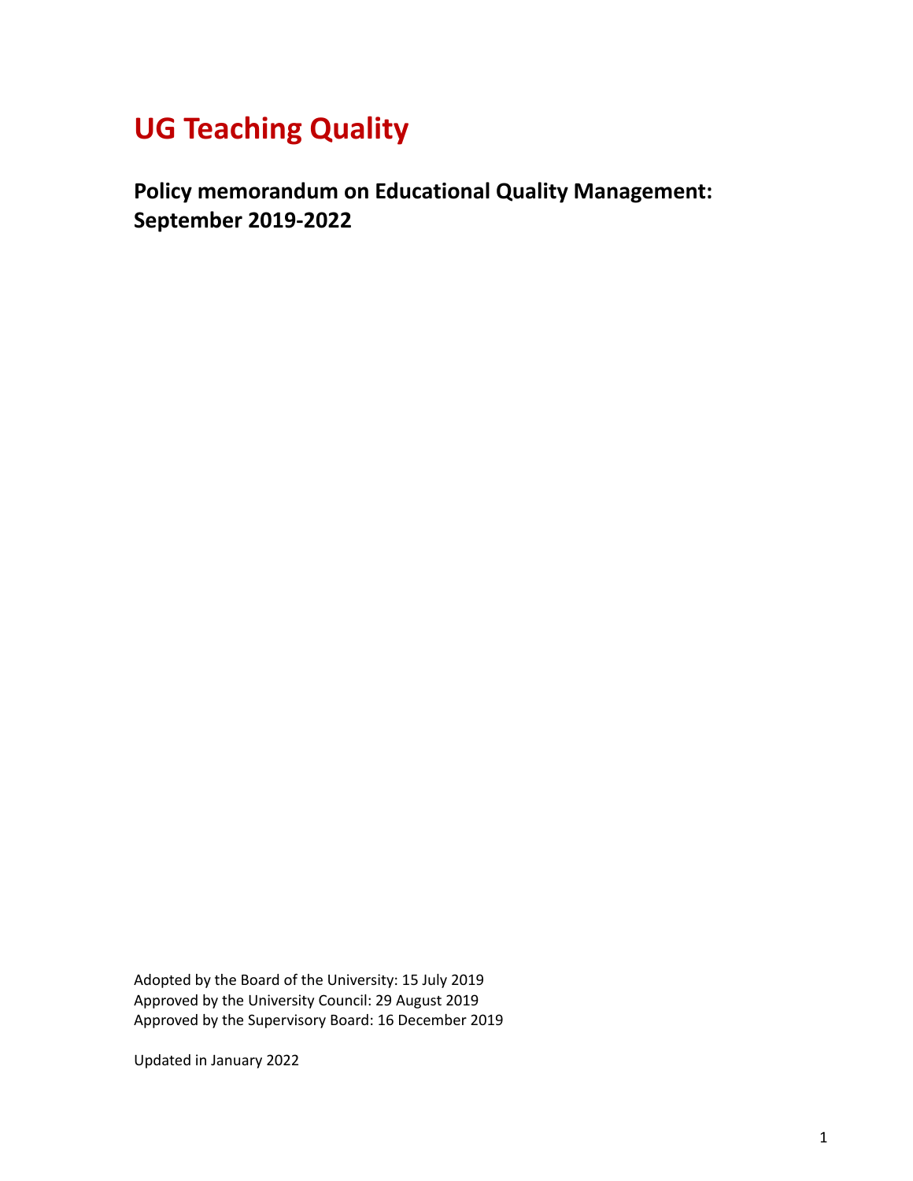# UG Teaching Quality

## Policy memorandum on Educational Quality Management: September 2019-2022

Adopted by the Board of the University: 15 July 2019
Approved by the University Council: 29 August 2019
Approved by the Supervisory Board: 16 December 2019

Updated in January 2022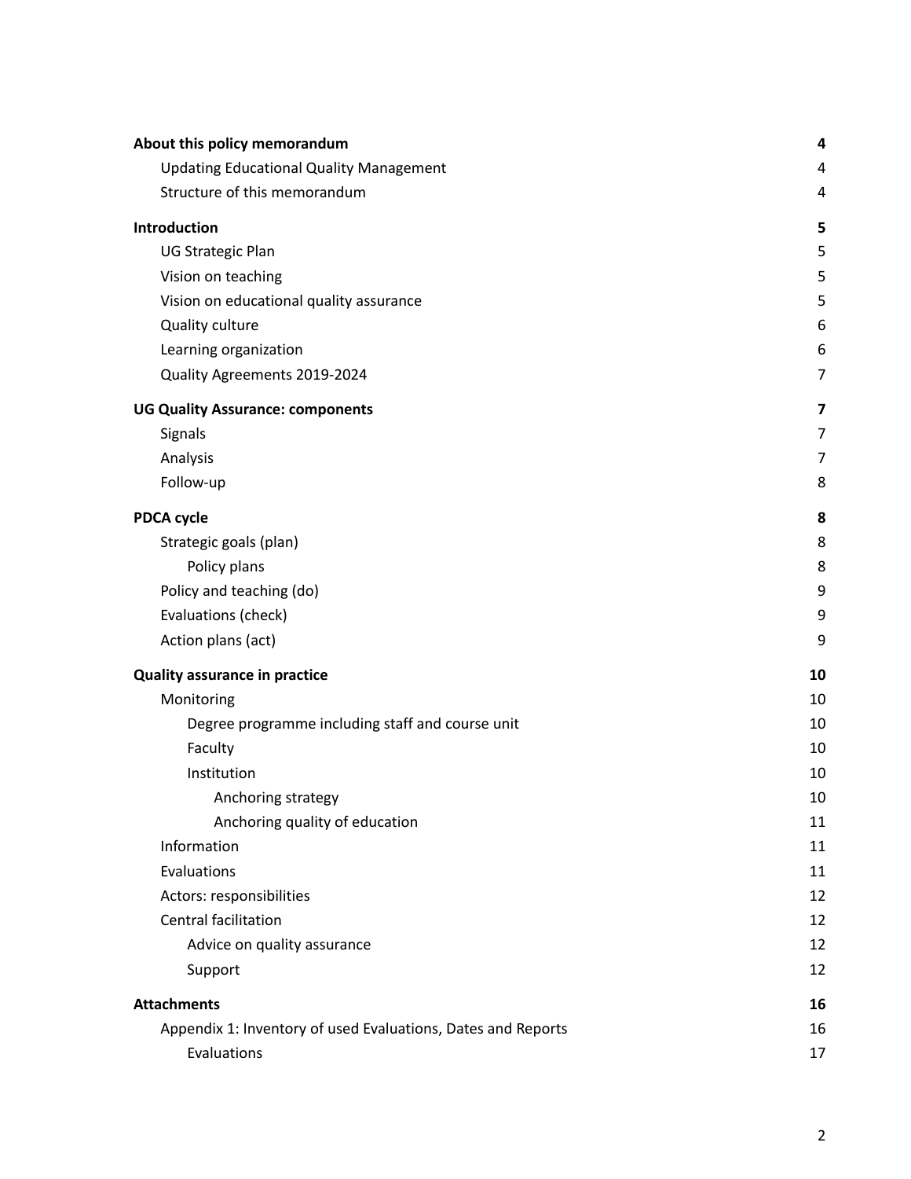| | |
|---|---|
| **About this policy memorandum** | **4** |
| Updating Educational Quality Management | 4 |
| Structure of this memorandum | 4 |
| **Introduction** | **5** |
| UG Strategic Plan | 5 |
| Vision on teaching | 5 |
| Vision on educational quality assurance | 5 |
| Quality culture | 6 |
| Learning organization | 6 |
| Quality Agreements 2019-2024 | 7 |
| **UG Quality Assurance: components** | **7** |
| Signals | 7 |
| Analysis | 7 |
| Follow-up | 8 |
| **PDCA cycle** | **8** |
| Strategic goals (plan) | 8 |
| Policy plans | 8 |
| Policy and teaching (do) | 9 |
| Evaluations (check) | 9 |
| Action plans (act) | 9 |
| **Quality assurance in practice** | **10** |
| Monitoring | 10 |
| Degree programme including staff and course unit | 10 |
| Faculty | 10 |
| Institution | 10 |
| Anchoring strategy | 10 |
| Anchoring quality of education | 11 |
| Information | 11 |
| Evaluations | 11 |
| Actors: responsibilities | 12 |
| Central facilitation | 12 |
| Advice on quality assurance | 12 |
| Support | 12 |
| **Attachments** | **16** |
| Appendix 1: Inventory of used Evaluations, Dates and Reports | 16 |
| Evaluations | 17 |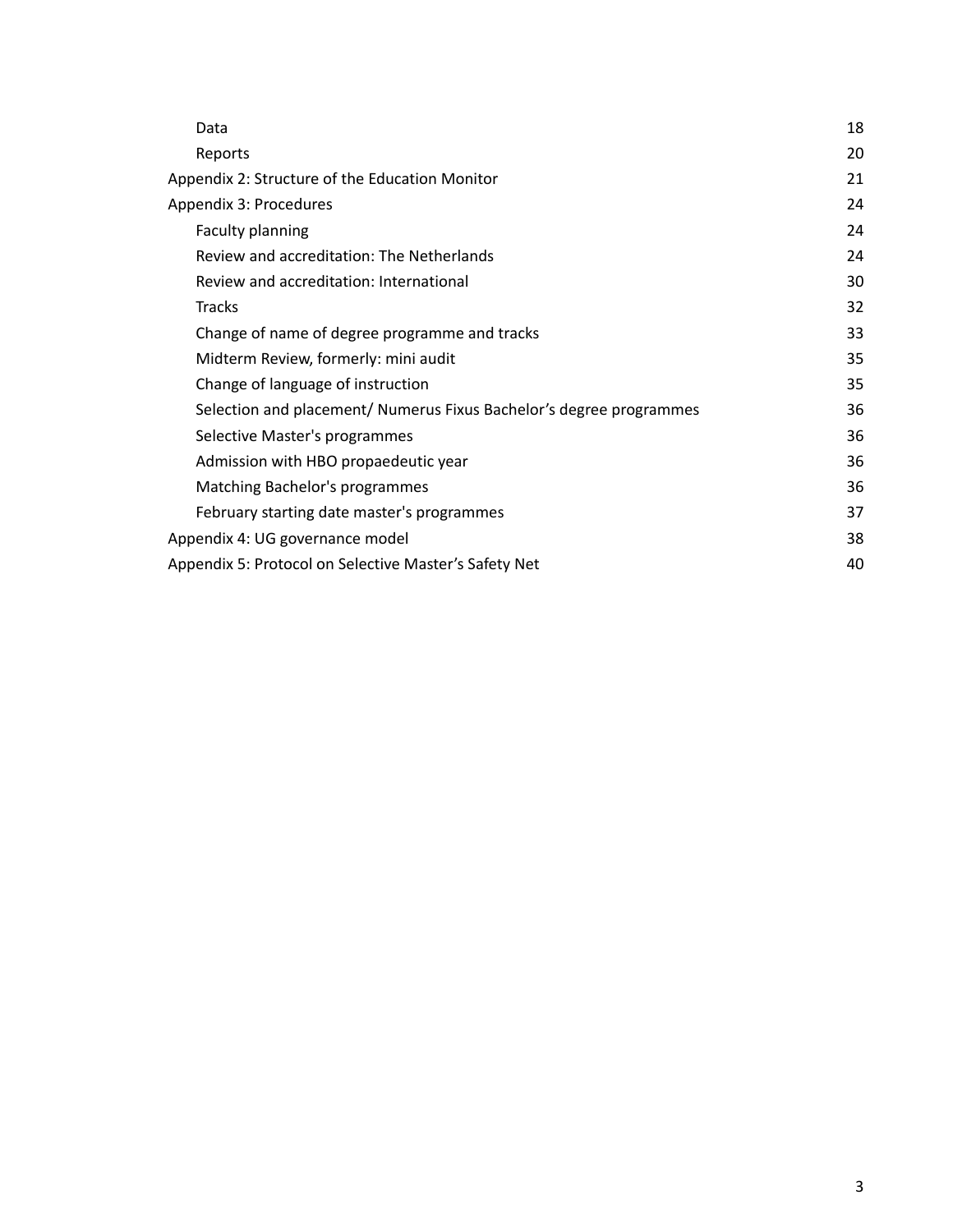- Data 18
- Reports 20

Appendix 2: Structure of the Education Monitor 21

Appendix 3: Procedures 24

- Faculty planning 24
- Review and accreditation: The Netherlands 24
- Review and accreditation: International 30
- Tracks 32
- Change of name of degree programme and tracks 33
- Midterm Review, formerly: mini audit 35
- Change of language of instruction 35
- Selection and placement/ Numerus Fixus Bachelor's degree programmes 36
- Selective Master's programmes 36
- Admission with HBO propaedeutic year 36
- Matching Bachelor's programmes 36
- February starting date master's programmes 37

Appendix 4: UG governance model 38

Appendix 5: Protocol on Selective Master's Safety Net 40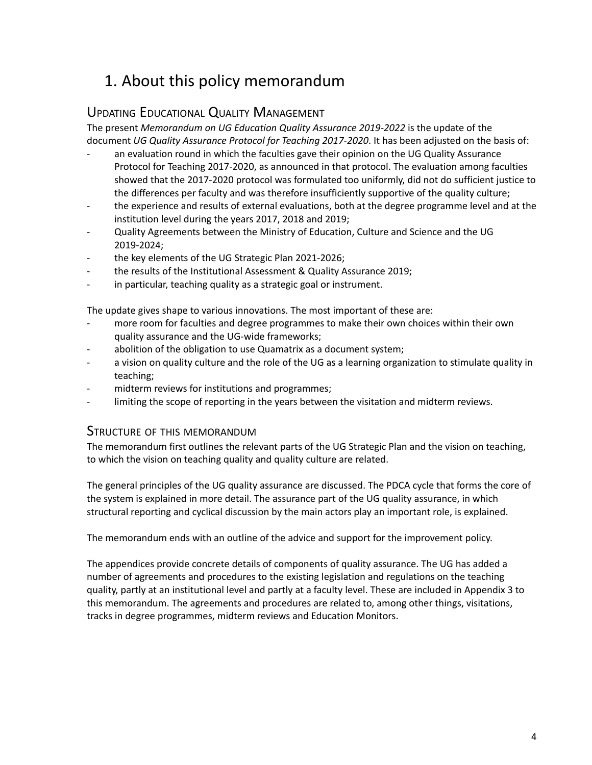# 1. About this policy memorandum

## Updating Educational Quality Management

The present *Memorandum on UG Education Quality Assurance 2019-2022* is the update of the document *UG Quality Assurance Protocol for Teaching 2017-2020*. It has been adjusted on the basis of:

- an evaluation round in which the faculties gave their opinion on the UG Quality Assurance Protocol for Teaching 2017-2020, as announced in that protocol. The evaluation among faculties showed that the 2017-2020 protocol was formulated too uniformly, did not do sufficient justice to the differences per faculty and was therefore insufficiently supportive of the quality culture;
- the experience and results of external evaluations, both at the degree programme level and at the institution level during the years 2017, 2018 and 2019;
- Quality Agreements between the Ministry of Education, Culture and Science and the UG 2019-2024;
- the key elements of the UG Strategic Plan 2021-2026;
- the results of the Institutional Assessment & Quality Assurance 2019;
- in particular, teaching quality as a strategic goal or instrument.

The update gives shape to various innovations. The most important of these are:

- more room for faculties and degree programmes to make their own choices within their own quality assurance and the UG-wide frameworks;
- abolition of the obligation to use Quamatrix as a document system;
- a vision on quality culture and the role of the UG as a learning organization to stimulate quality in teaching;
- midterm reviews for institutions and programmes;
- limiting the scope of reporting in the years between the visitation and midterm reviews.

## Structure of this memorandum

The memorandum first outlines the relevant parts of the UG Strategic Plan and the vision on teaching, to which the vision on teaching quality and quality culture are related.

The general principles of the UG quality assurance are discussed. The PDCA cycle that forms the core of the system is explained in more detail. The assurance part of the UG quality assurance, in which structural reporting and cyclical discussion by the main actors play an important role, is explained.

The memorandum ends with an outline of the advice and support for the improvement policy.

The appendices provide concrete details of components of quality assurance. The UG has added a number of agreements and procedures to the existing legislation and regulations on the teaching quality, partly at an institutional level and partly at a faculty level. These are included in Appendix 3 to this memorandum. The agreements and procedures are related to, among other things, visitations, tracks in degree programmes, midterm reviews and Education Monitors.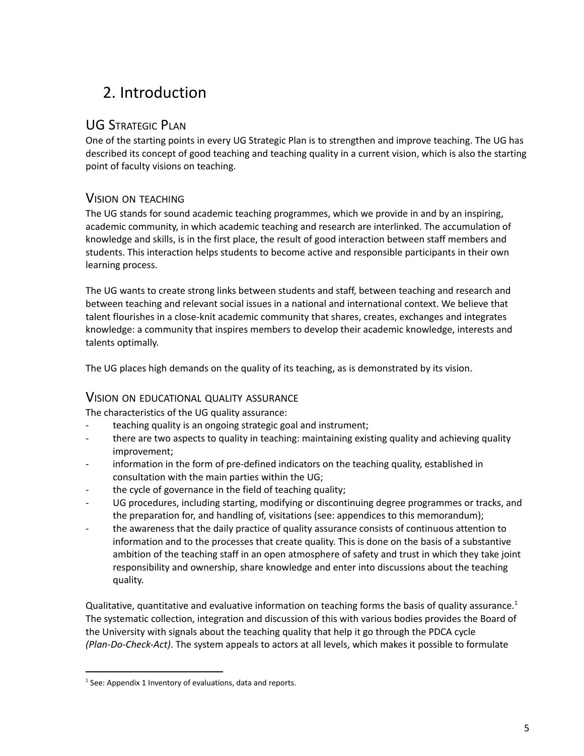# 2. Introduction

## UG Strategic Plan

One of the starting points in every UG Strategic Plan is to strengthen and improve teaching. The UG has described its concept of good teaching and teaching quality in a current vision, which is also the starting point of faculty visions on teaching.

## Vision on teaching

The UG stands for sound academic teaching programmes, which we provide in and by an inspiring, academic community, in which academic teaching and research are interlinked. The accumulation of knowledge and skills, is in the first place, the result of good interaction between staff members and students. This interaction helps students to become active and responsible participants in their own learning process.

The UG wants to create strong links between students and staff, between teaching and research and between teaching and relevant social issues in a national and international context. We believe that talent flourishes in a close-knit academic community that shares, creates, exchanges and integrates knowledge: a community that inspires members to develop their academic knowledge, interests and talents optimally.

The UG places high demands on the quality of its teaching, as is demonstrated by its vision.

## Vision on educational quality assurance

The characteristics of the UG quality assurance:

- teaching quality is an ongoing strategic goal and instrument;
- there are two aspects to quality in teaching: maintaining existing quality and achieving quality improvement;
- information in the form of pre-defined indicators on the teaching quality, established in consultation with the main parties within the UG;
- the cycle of governance in the field of teaching quality;
- UG procedures, including starting, modifying or discontinuing degree programmes or tracks, and the preparation for, and handling of, visitations (see: appendices to this memorandum);
- the awareness that the daily practice of quality assurance consists of continuous attention to information and to the processes that create quality. This is done on the basis of a substantive ambition of the teaching staff in an open atmosphere of safety and trust in which they take joint responsibility and ownership, share knowledge and enter into discussions about the teaching quality.

Qualitative, quantitative and evaluative information on teaching forms the basis of quality assurance.[1] The systematic collection, integration and discussion of this with various bodies provides the Board of the University with signals about the teaching quality that help it go through the PDCA cycle *(Plan-Do-Check-Act)*. The system appeals to actors at all levels, which makes it possible to formulate

[1] See: Appendix 1 Inventory of evaluations, data and reports.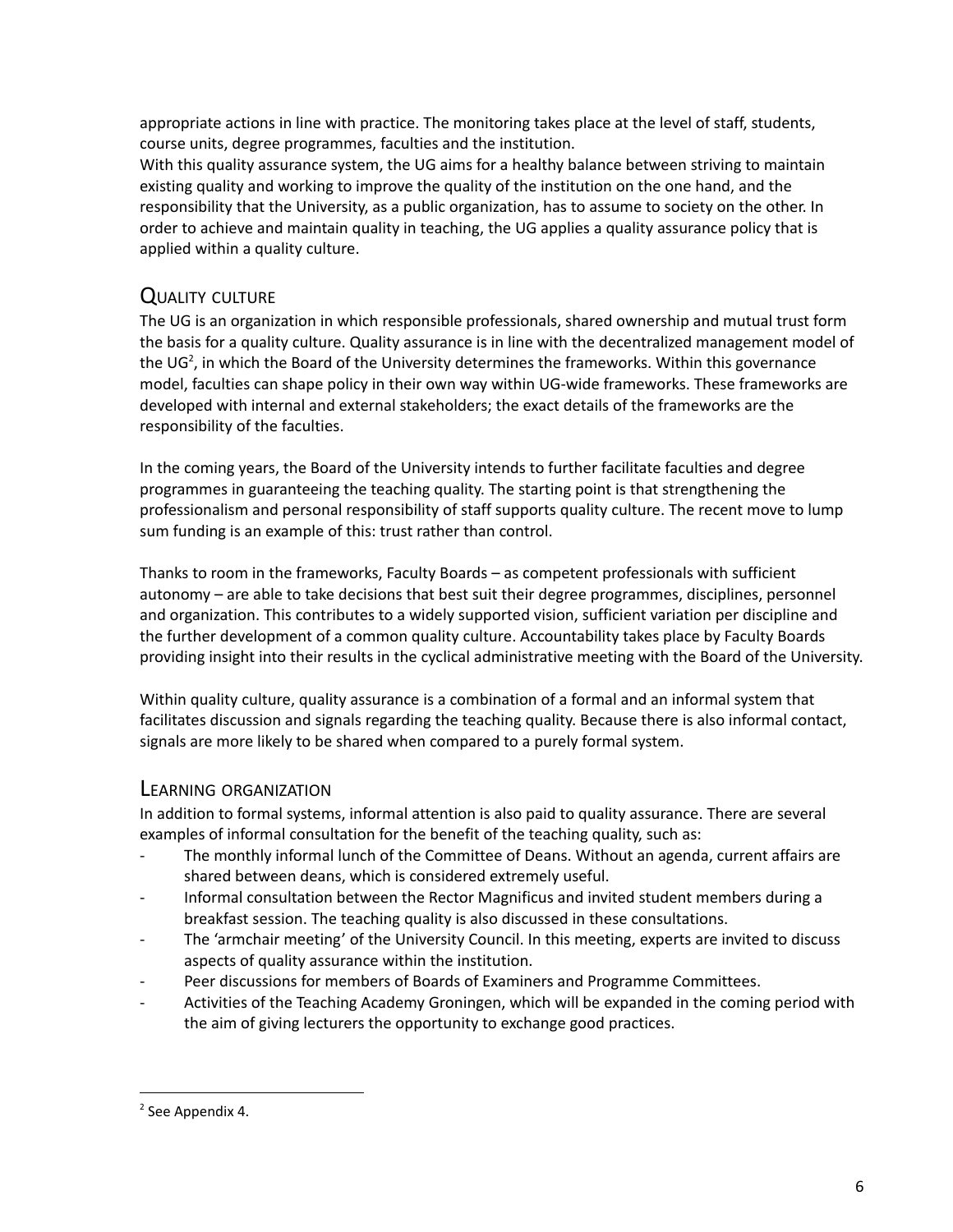appropriate actions in line with practice. The monitoring takes place at the level of staff, students, course units, degree programmes, faculties and the institution.
With this quality assurance system, the UG aims for a healthy balance between striving to maintain existing quality and working to improve the quality of the institution on the one hand, and the responsibility that the University, as a public organization, has to assume to society on the other. In order to achieve and maintain quality in teaching, the UG applies a quality assurance policy that is applied within a quality culture.

## Quality culture

The UG is an organization in which responsible professionals, shared ownership and mutual trust form the basis for a quality culture. Quality assurance is in line with the decentralized management model of the UG[2], in which the Board of the University determines the frameworks. Within this governance model, faculties can shape policy in their own way within UG-wide frameworks. These frameworks are developed with internal and external stakeholders; the exact details of the frameworks are the responsibility of the faculties.

In the coming years, the Board of the University intends to further facilitate faculties and degree programmes in guaranteeing the teaching quality. The starting point is that strengthening the professionalism and personal responsibility of staff supports quality culture. The recent move to lump sum funding is an example of this: trust rather than control.

Thanks to room in the frameworks, Faculty Boards – as competent professionals with sufficient autonomy – are able to take decisions that best suit their degree programmes, disciplines, personnel and organization. This contributes to a widely supported vision, sufficient variation per discipline and the further development of a common quality culture. Accountability takes place by Faculty Boards providing insight into their results in the cyclical administrative meeting with the Board of the University.

Within quality culture, quality assurance is a combination of a formal and an informal system that facilitates discussion and signals regarding the teaching quality. Because there is also informal contact, signals are more likely to be shared when compared to a purely formal system.

## Learning organization

In addition to formal systems, informal attention is also paid to quality assurance. There are several examples of informal consultation for the benefit of the teaching quality, such as:

- The monthly informal lunch of the Committee of Deans. Without an agenda, current affairs are shared between deans, which is considered extremely useful.
- Informal consultation between the Rector Magnificus and invited student members during a breakfast session. The teaching quality is also discussed in these consultations.
- The 'armchair meeting' of the University Council. In this meeting, experts are invited to discuss aspects of quality assurance within the institution.
- Peer discussions for members of Boards of Examiners and Programme Committees.
- Activities of the Teaching Academy Groningen, which will be expanded in the coming period with the aim of giving lecturers the opportunity to exchange good practices.

[2] See Appendix 4.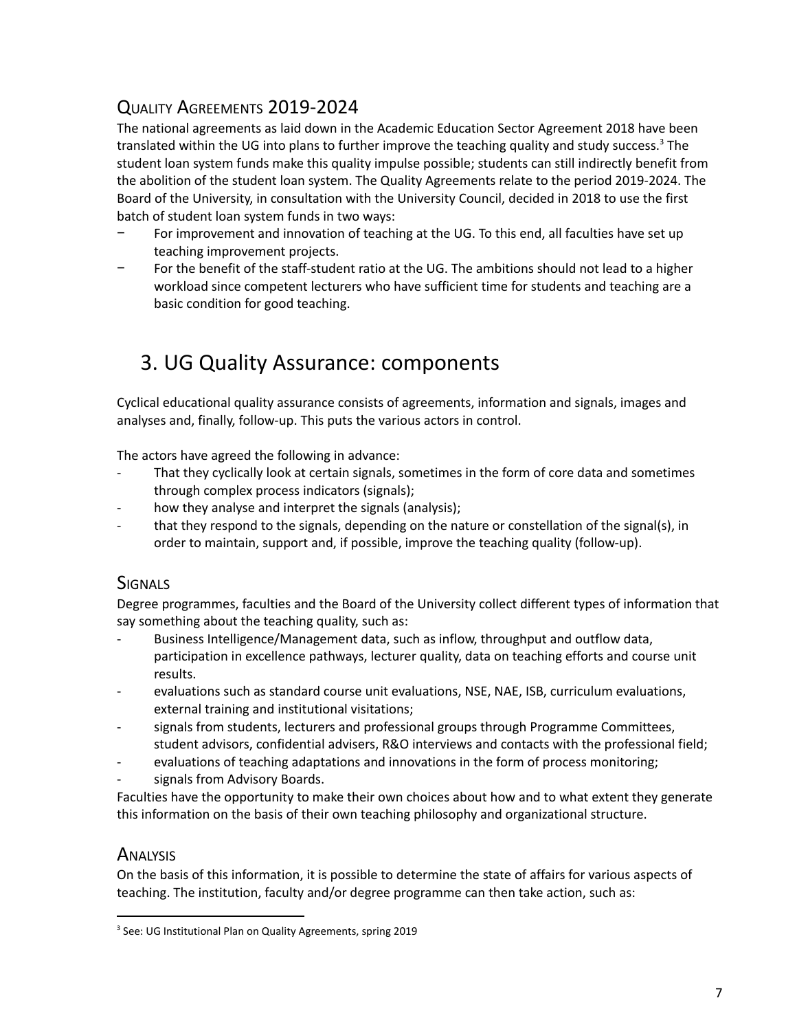## Quality Agreements 2019-2024

The national agreements as laid down in the Academic Education Sector Agreement 2018 have been translated within the UG into plans to further improve the teaching quality and study success.[3] The student loan system funds make this quality impulse possible; students can still indirectly benefit from the abolition of the student loan system. The Quality Agreements relate to the period 2019-2024. The Board of the University, in consultation with the University Council, decided in 2018 to use the first batch of student loan system funds in two ways:

- For improvement and innovation of teaching at the UG. To this end, all faculties have set up teaching improvement projects.
- For the benefit of the staff-student ratio at the UG. The ambitions should not lead to a higher workload since competent lecturers who have sufficient time for students and teaching are a basic condition for good teaching.

# 3. UG Quality Assurance: components

Cyclical educational quality assurance consists of agreements, information and signals, images and analyses and, finally, follow-up. This puts the various actors in control.

The actors have agreed the following in advance:

- That they cyclically look at certain signals, sometimes in the form of core data and sometimes through complex process indicators (signals);
- how they analyse and interpret the signals (analysis);
- that they respond to the signals, depending on the nature or constellation of the signal(s), in order to maintain, support and, if possible, improve the teaching quality (follow-up).

## Signals

Degree programmes, faculties and the Board of the University collect different types of information that say something about the teaching quality, such as:

- Business Intelligence/Management data, such as inflow, throughput and outflow data, participation in excellence pathways, lecturer quality, data on teaching efforts and course unit results.
- evaluations such as standard course unit evaluations, NSE, NAE, ISB, curriculum evaluations, external training and institutional visitations;
- signals from students, lecturers and professional groups through Programme Committees, student advisors, confidential advisers, R&O interviews and contacts with the professional field;
- evaluations of teaching adaptations and innovations in the form of process monitoring;
- signals from Advisory Boards.

Faculties have the opportunity to make their own choices about how and to what extent they generate this information on the basis of their own teaching philosophy and organizational structure.

## Analysis

On the basis of this information, it is possible to determine the state of affairs for various aspects of teaching. The institution, faculty and/or degree programme can then take action, such as:

[3] See: UG Institutional Plan on Quality Agreements, spring 2019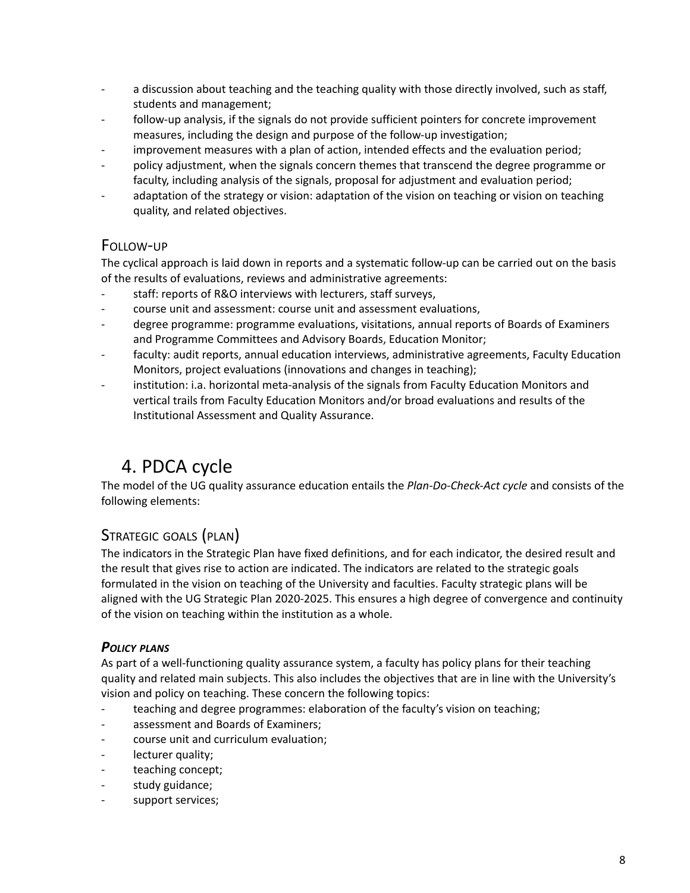- a discussion about teaching and the teaching quality with those directly involved, such as staff, students and management;
- follow-up analysis, if the signals do not provide sufficient pointers for concrete improvement measures, including the design and purpose of the follow-up investigation;
- improvement measures with a plan of action, intended effects and the evaluation period;
- policy adjustment, when the signals concern themes that transcend the degree programme or faculty, including analysis of the signals, proposal for adjustment and evaluation period;
- adaptation of the strategy or vision: adaptation of the vision on teaching or vision on teaching quality, and related objectives.

### Follow-up

The cyclical approach is laid down in reports and a systematic follow-up can be carried out on the basis of the results of evaluations, reviews and administrative agreements:

- staff: reports of R&O interviews with lecturers, staff surveys,
- course unit and assessment: course unit and assessment evaluations,
- degree programme: programme evaluations, visitations, annual reports of Boards of Examiners and Programme Committees and Advisory Boards, Education Monitor;
- faculty: audit reports, annual education interviews, administrative agreements, Faculty Education Monitors, project evaluations (innovations and changes in teaching);
- institution: i.a. horizontal meta-analysis of the signals from Faculty Education Monitors and vertical trails from Faculty Education Monitors and/or broad evaluations and results of the Institutional Assessment and Quality Assurance.

## 4. PDCA cycle

The model of the UG quality assurance education entails the *Plan-Do-Check-Act cycle* and consists of the following elements:

### Strategic goals (plan)

The indicators in the Strategic Plan have fixed definitions, and for each indicator, the desired result and the result that gives rise to action are indicated. The indicators are related to the strategic goals formulated in the vision on teaching of the University and faculties. Faculty strategic plans will be aligned with the UG Strategic Plan 2020-2025. This ensures a high degree of convergence and continuity of the vision on teaching within the institution as a whole.

#### ***Policy plans***

As part of a well-functioning quality assurance system, a faculty has policy plans for their teaching quality and related main subjects. This also includes the objectives that are in line with the University's vision and policy on teaching. These concern the following topics:

- teaching and degree programmes: elaboration of the faculty's vision on teaching;
- assessment and Boards of Examiners;
- course unit and curriculum evaluation;
- lecturer quality;
- teaching concept;
- study guidance;
- support services;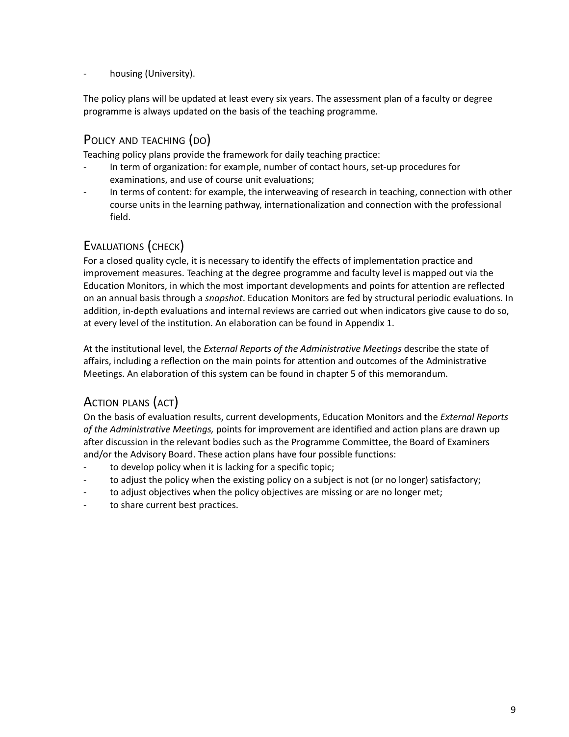- housing (University).

The policy plans will be updated at least every six years. The assessment plan of a faculty or degree programme is always updated on the basis of the teaching programme.

## Policy and teaching (do)

Teaching policy plans provide the framework for daily teaching practice:

- In term of organization: for example, number of contact hours, set-up procedures for examinations, and use of course unit evaluations;
- In terms of content: for example, the interweaving of research in teaching, connection with other course units in the learning pathway, internationalization and connection with the professional field.

## Evaluations (check)

For a closed quality cycle, it is necessary to identify the effects of implementation practice and improvement measures. Teaching at the degree programme and faculty level is mapped out via the Education Monitors, in which the most important developments and points for attention are reflected on an annual basis through a *snapshot*. Education Monitors are fed by structural periodic evaluations. In addition, in-depth evaluations and internal reviews are carried out when indicators give cause to do so, at every level of the institution. An elaboration can be found in Appendix 1.

At the institutional level, the *External Reports of the Administrative Meetings* describe the state of affairs, including a reflection on the main points for attention and outcomes of the Administrative Meetings. An elaboration of this system can be found in chapter 5 of this memorandum.

## Action plans (act)

On the basis of evaluation results, current developments, Education Monitors and the *External Reports of the Administrative Meetings,* points for improvement are identified and action plans are drawn up after discussion in the relevant bodies such as the Programme Committee, the Board of Examiners and/or the Advisory Board. These action plans have four possible functions:

- to develop policy when it is lacking for a specific topic;
- to adjust the policy when the existing policy on a subject is not (or no longer) satisfactory;
- to adjust objectives when the policy objectives are missing or are no longer met;
- to share current best practices.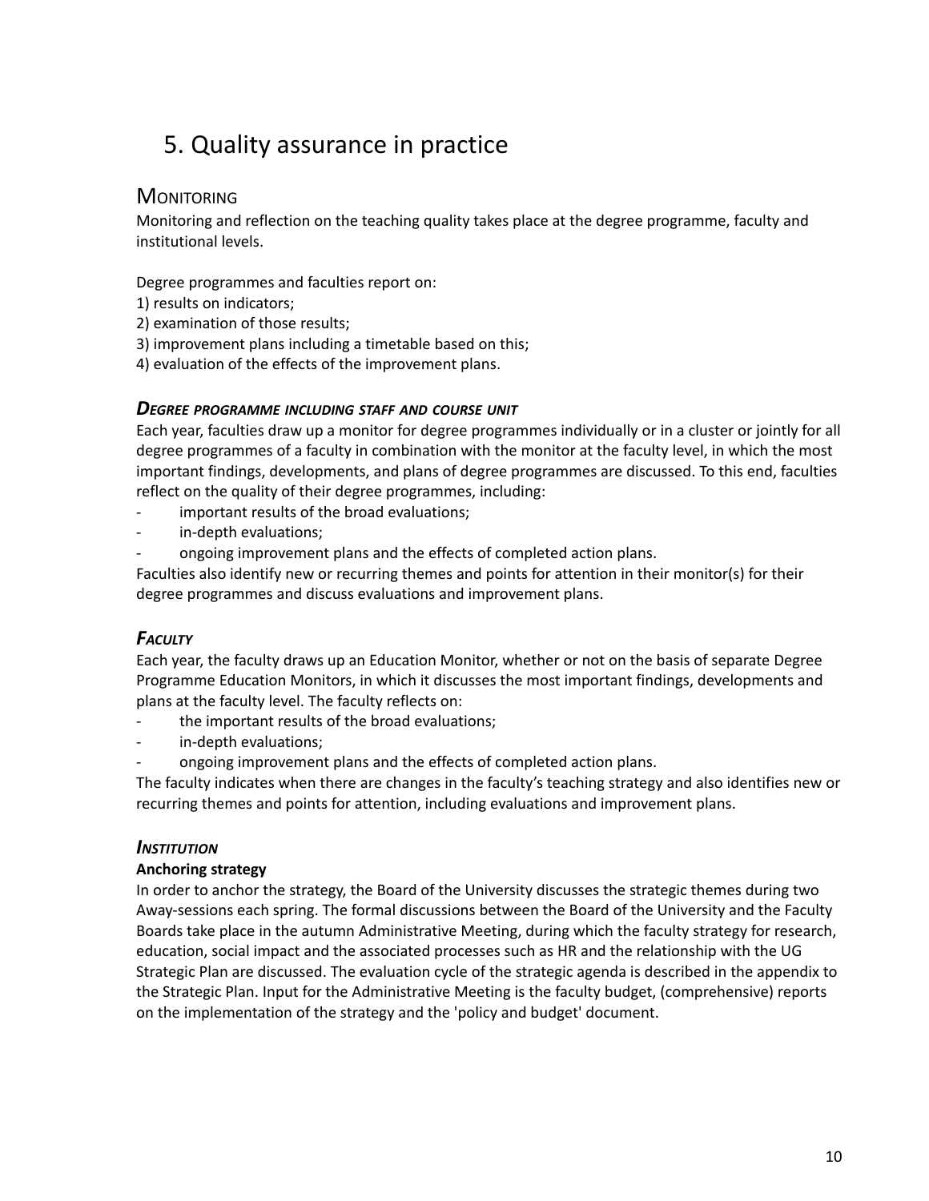# 5. Quality assurance in practice

## Monitoring

Monitoring and reflection on the teaching quality takes place at the degree programme, faculty and institutional levels.

Degree programmes and faculties report on:
1) results on indicators;
2) examination of those results;
3) improvement plans including a timetable based on this;
4) evaluation of the effects of the improvement plans.

### *Degree programme including staff and course unit*

Each year, faculties draw up a monitor for degree programmes individually or in a cluster or jointly for all degree programmes of a faculty in combination with the monitor at the faculty level, in which the most important findings, developments, and plans of degree programmes are discussed. To this end, faculties reflect on the quality of their degree programmes, including:

- important results of the broad evaluations;
- in-depth evaluations;
- ongoing improvement plans and the effects of completed action plans.

Faculties also identify new or recurring themes and points for attention in their monitor(s) for their degree programmes and discuss evaluations and improvement plans.

### *Faculty*

Each year, the faculty draws up an Education Monitor, whether or not on the basis of separate Degree Programme Education Monitors, in which it discusses the most important findings, developments and plans at the faculty level. The faculty reflects on:

- the important results of the broad evaluations;
- in-depth evaluations;
- ongoing improvement plans and the effects of completed action plans.

The faculty indicates when there are changes in the faculty's teaching strategy and also identifies new or recurring themes and points for attention, including evaluations and improvement plans.

### *Institution*

**Anchoring strategy**

In order to anchor the strategy, the Board of the University discusses the strategic themes during two Away-sessions each spring. The formal discussions between the Board of the University and the Faculty Boards take place in the autumn Administrative Meeting, during which the faculty strategy for research, education, social impact and the associated processes such as HR and the relationship with the UG Strategic Plan are discussed. The evaluation cycle of the strategic agenda is described in the appendix to the Strategic Plan. Input for the Administrative Meeting is the faculty budget, (comprehensive) reports on the implementation of the strategy and the 'policy and budget' document.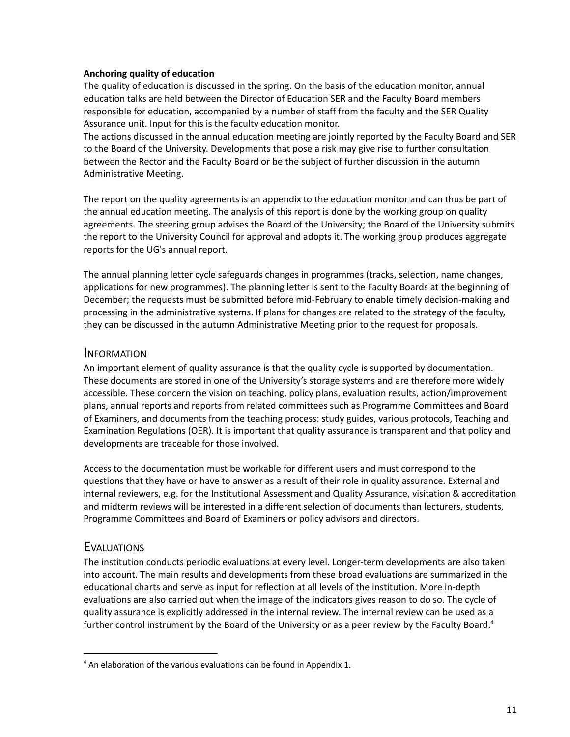**Anchoring quality of education**

The quality of education is discussed in the spring. On the basis of the education monitor, annual education talks are held between the Director of Education SER and the Faculty Board members responsible for education, accompanied by a number of staff from the faculty and the SER Quality Assurance unit. Input for this is the faculty education monitor.

The actions discussed in the annual education meeting are jointly reported by the Faculty Board and SER to the Board of the University. Developments that pose a risk may give rise to further consultation between the Rector and the Faculty Board or be the subject of further discussion in the autumn Administrative Meeting.

The report on the quality agreements is an appendix to the education monitor and can thus be part of the annual education meeting. The analysis of this report is done by the working group on quality agreements. The steering group advises the Board of the University; the Board of the University submits the report to the University Council for approval and adopts it. The working group produces aggregate reports for the UG's annual report.

The annual planning letter cycle safeguards changes in programmes (tracks, selection, name changes, applications for new programmes). The planning letter is sent to the Faculty Boards at the beginning of December; the requests must be submitted before mid-February to enable timely decision-making and processing in the administrative systems. If plans for changes are related to the strategy of the faculty, they can be discussed in the autumn Administrative Meeting prior to the request for proposals.

## Information

An important element of quality assurance is that the quality cycle is supported by documentation. These documents are stored in one of the University's storage systems and are therefore more widely accessible. These concern the vision on teaching, policy plans, evaluation results, action/improvement plans, annual reports and reports from related committees such as Programme Committees and Board of Examiners, and documents from the teaching process: study guides, various protocols, Teaching and Examination Regulations (OER). It is important that quality assurance is transparent and that policy and developments are traceable for those involved.

Access to the documentation must be workable for different users and must correspond to the questions that they have or have to answer as a result of their role in quality assurance. External and internal reviewers, e.g. for the Institutional Assessment and Quality Assurance, visitation & accreditation and midterm reviews will be interested in a different selection of documents than lecturers, students, Programme Committees and Board of Examiners or policy advisors and directors.

## Evaluations

The institution conducts periodic evaluations at every level. Longer-term developments are also taken into account. The main results and developments from these broad evaluations are summarized in the educational charts and serve as input for reflection at all levels of the institution. More in-depth evaluations are also carried out when the image of the indicators gives reason to do so. The cycle of quality assurance is explicitly addressed in the internal review. The internal review can be used as a further control instrument by the Board of the University or as a peer review by the Faculty Board.[4]

[4] An elaboration of the various evaluations can be found in Appendix 1.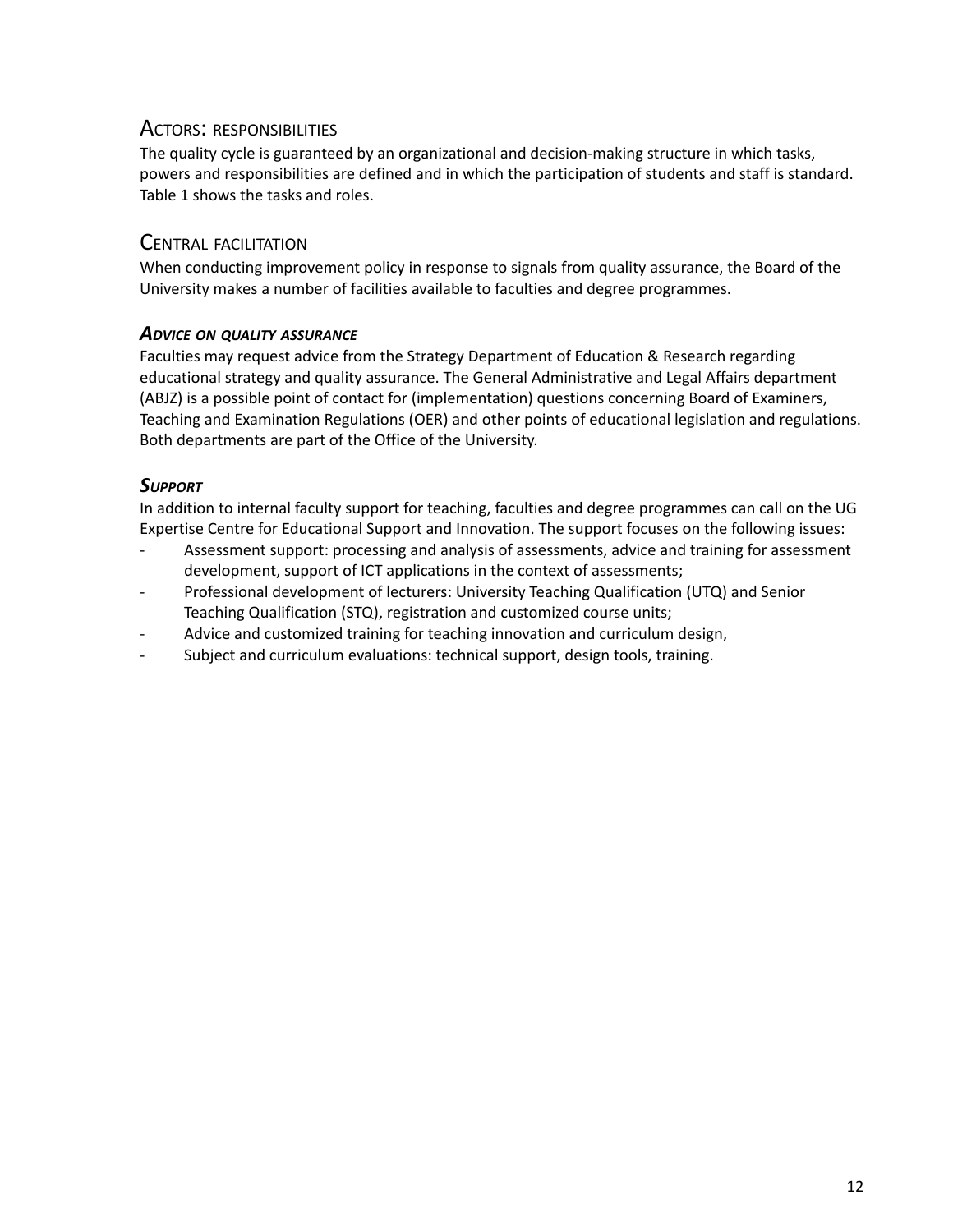## Actors: responsibilities

The quality cycle is guaranteed by an organizational and decision-making structure in which tasks, powers and responsibilities are defined and in which the participation of students and staff is standard. Table 1 shows the tasks and roles.

## Central facilitation

When conducting improvement policy in response to signals from quality assurance, the Board of the University makes a number of facilities available to faculties and degree programmes.

### *Advice on quality assurance*

Faculties may request advice from the Strategy Department of Education & Research regarding educational strategy and quality assurance. The General Administrative and Legal Affairs department (ABJZ) is a possible point of contact for (implementation) questions concerning Board of Examiners, Teaching and Examination Regulations (OER) and other points of educational legislation and regulations. Both departments are part of the Office of the University.

### *Support*

In addition to internal faculty support for teaching, faculties and degree programmes can call on the UG Expertise Centre for Educational Support and Innovation. The support focuses on the following issues:

- Assessment support: processing and analysis of assessments, advice and training for assessment development, support of ICT applications in the context of assessments;
- Professional development of lecturers: University Teaching Qualification (UTQ) and Senior Teaching Qualification (STQ), registration and customized course units;
- Advice and customized training for teaching innovation and curriculum design,
- Subject and curriculum evaluations: technical support, design tools, training.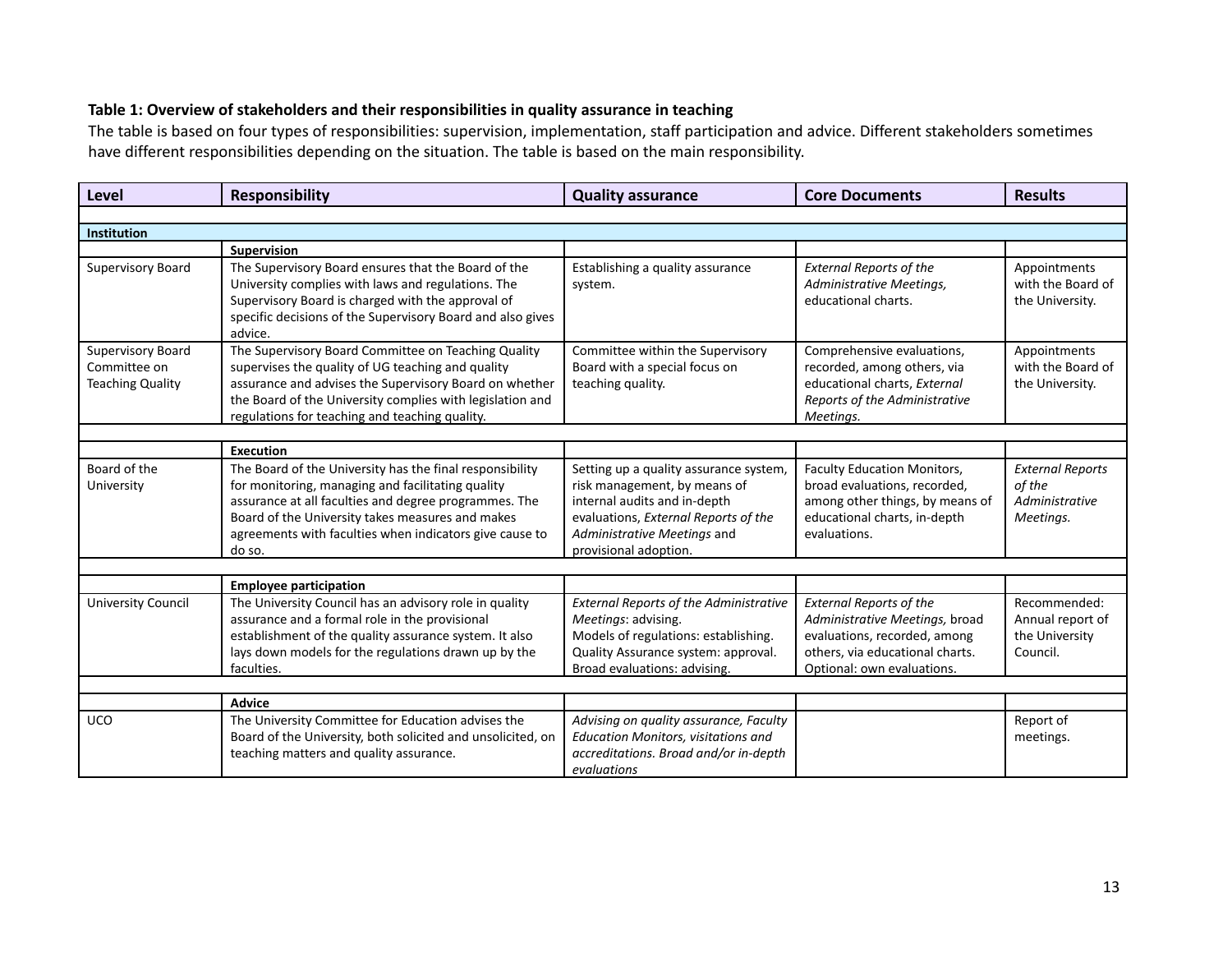**Table 1: Overview of stakeholders and their responsibilities in quality assurance in teaching**

The table is based on four types of responsibilities: supervision, implementation, staff participation and advice. Different stakeholders sometimes have different responsibilities depending on the situation. The table is based on the main responsibility.

| Level | Responsibility | Quality assurance | Core Documents | Results |
|---|---|---|---|---|
| | | | | |
| **Institution** | | | | |
| | **Supervision** | | | |
| Supervisory Board | The Supervisory Board ensures that the Board of the University complies with laws and regulations. The Supervisory Board is charged with the approval of specific decisions of the Supervisory Board and also gives advice. | Establishing a quality assurance system. | *External Reports of the Administrative Meetings,* educational charts. | Appointments with the Board of the University. |
| Supervisory Board Committee on Teaching Quality | The Supervisory Board Committee on Teaching Quality supervises the quality of UG teaching and quality assurance and advises the Supervisory Board on whether the Board of the University complies with legislation and regulations for teaching and teaching quality. | Committee within the Supervisory Board with a special focus on teaching quality. | Comprehensive evaluations, recorded, among others, via educational charts, *External Reports of the Administrative Meetings.* | Appointments with the Board of the University. |
| | | | | |
| | **Execution** | | | |
| Board of the University | The Board of the University has the final responsibility for monitoring, managing and facilitating quality assurance at all faculties and degree programmes. The Board of the University takes measures and makes agreements with faculties when indicators give cause to do so. | Setting up a quality assurance system, risk management, by means of internal audits and in-depth evaluations, *External Reports of the Administrative Meetings* and provisional adoption. | Faculty Education Monitors, broad evaluations, recorded, among other things, by means of educational charts, in-depth evaluations. | *External Reports of the Administrative Meetings.* |
| | | | | |
| | **Employee participation** | | | |
| University Council | The University Council has an advisory role in quality assurance and a formal role in the provisional establishment of the quality assurance system. It also lays down models for the regulations drawn up by the faculties. | *External Reports of the Administrative Meetings*: advising.<br>Models of regulations: establishing.<br>Quality Assurance system: approval.<br>Broad evaluations: advising. | *External Reports of the Administrative Meetings,* broad evaluations, recorded, among others, via educational charts.<br>Optional: own evaluations. | Recommended: Annual report of the University Council. |
| | | | | |
| | **Advice** | | | |
| UCO | The University Committee for Education advises the Board of the University, both solicited and unsolicited, on teaching matters and quality assurance. | *Advising on quality assurance, Faculty Education Monitors, visitations and accreditations. Broad and/or in-depth evaluations* | | Report of meetings. |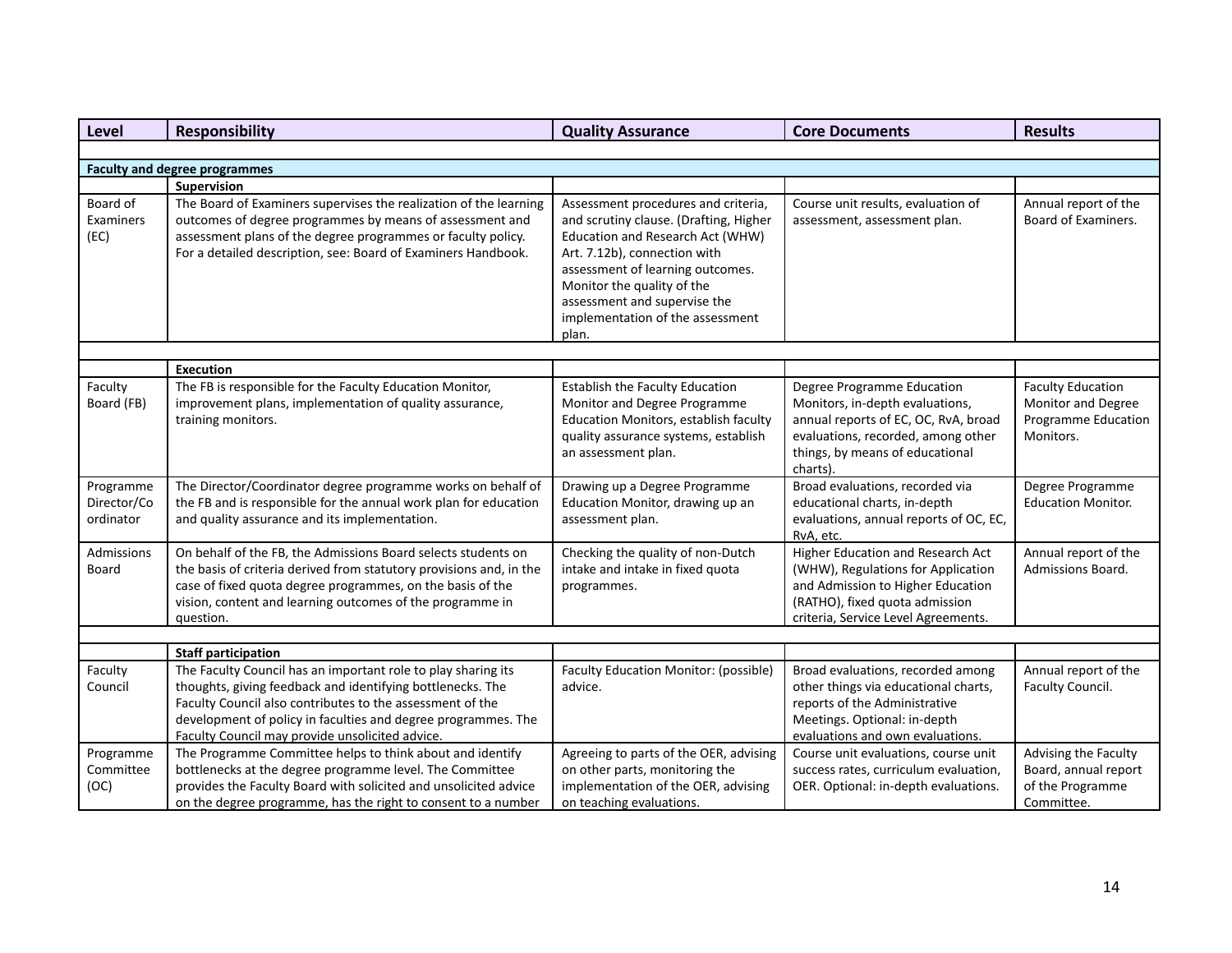| Level | Responsibility | Quality Assurance | Core Documents | Results |
|---|---|---|---|---|
| | | | | |
| **Faculty and degree programmes** | | | | |
| | **Supervision** | | | |
| Board of Examiners (EC) | The Board of Examiners supervises the realization of the learning outcomes of degree programmes by means of assessment and assessment plans of the degree programmes or faculty policy. For a detailed description, see: Board of Examiners Handbook. | Assessment procedures and criteria, and scrutiny clause. (Drafting, Higher Education and Research Act (WHW) Art. 7.12b), connection with assessment of learning outcomes. Monitor the quality of the assessment and supervise the implementation of the assessment plan. | Course unit results, evaluation of assessment, assessment plan. | Annual report of the Board of Examiners. |
| | | | | |
| | **Execution** | | | |
| Faculty Board (FB) | The FB is responsible for the Faculty Education Monitor, improvement plans, implementation of quality assurance, training monitors. | Establish the Faculty Education Monitor and Degree Programme Education Monitors, establish faculty quality assurance systems, establish an assessment plan. | Degree Programme Education Monitors, in-depth evaluations, annual reports of EC, OC, RvA, broad evaluations, recorded, among other things, by means of educational charts). | Faculty Education Monitor and Degree Programme Education Monitors. |
| Programme Director/Coordinator | The Director/Coordinator degree programme works on behalf of the FB and is responsible for the annual work plan for education and quality assurance and its implementation. | Drawing up a Degree Programme Education Monitor, drawing up an assessment plan. | Broad evaluations, recorded via educational charts, in-depth evaluations, annual reports of OC, EC, RvA, etc. | Degree Programme Education Monitor. |
| Admissions Board | On behalf of the FB, the Admissions Board selects students on the basis of criteria derived from statutory provisions and, in the case of fixed quota degree programmes, on the basis of the vision, content and learning outcomes of the programme in question. | Checking the quality of non-Dutch intake and intake in fixed quota programmes. | Higher Education and Research Act (WHW), Regulations for Application and Admission to Higher Education (RATHO), fixed quota admission criteria, Service Level Agreements. | Annual report of the Admissions Board. |
| | | | | |
| | **Staff participation** | | | |
| Faculty Council | The Faculty Council has an important role to play sharing its thoughts, giving feedback and identifying bottlenecks. The Faculty Council also contributes to the assessment of the development of policy in faculties and degree programmes. The Faculty Council may provide unsolicited advice. | Faculty Education Monitor: (possible) advice. | Broad evaluations, recorded among other things via educational charts, reports of the Administrative Meetings. Optional: in-depth evaluations and own evaluations. | Annual report of the Faculty Council. |
| Programme Committee (OC) | The Programme Committee helps to think about and identify bottlenecks at the degree programme level. The Committee provides the Faculty Board with solicited and unsolicited advice on the degree programme, has the right to consent to a number | Agreeing to parts of the OER, advising on other parts, monitoring the implementation of the OER, advising on teaching evaluations. | Course unit evaluations, course unit success rates, curriculum evaluation, OER. Optional: in-depth evaluations. | Advising the Faculty Board, annual report of the Programme Committee. |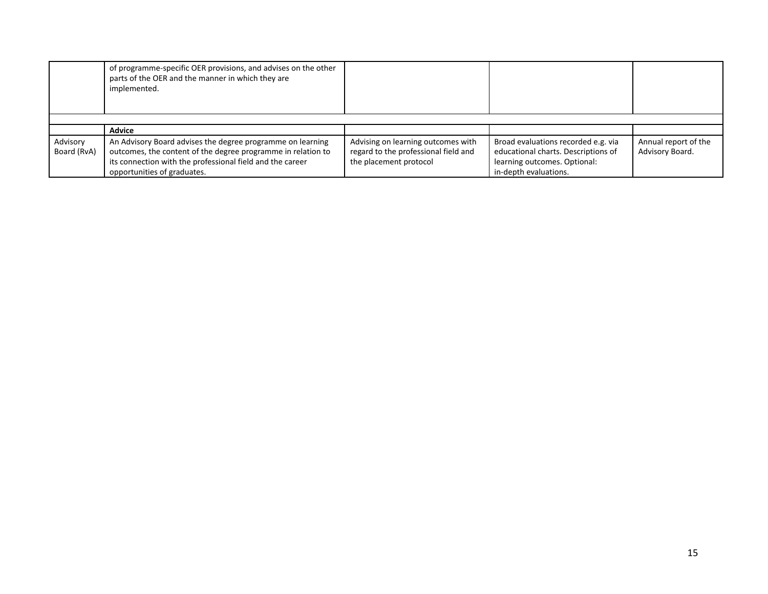|  |  |  |  |  |
|---|---|---|---|---|
|  | of programme-specific OER provisions, and advises on the other parts of the OER and the manner in which they are implemented. |  |  |  |
|  |  |  |  |  |
|  | **Advice** |  |  |  |
| Advisory Board (RvA) | An Advisory Board advises the degree programme on learning outcomes, the content of the degree programme in relation to its connection with the professional field and the career opportunities of graduates. | Advising on learning outcomes with regard to the professional field and the placement protocol | Broad evaluations recorded e.g. via educational charts. Descriptions of learning outcomes. Optional: in-depth evaluations. | Annual report of the Advisory Board. |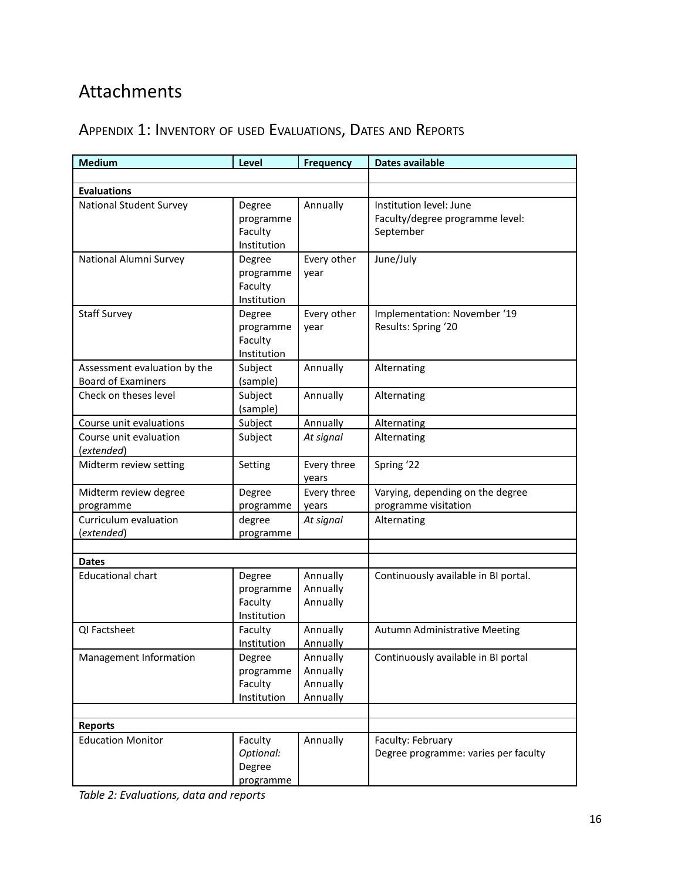# Attachments

## Appendix 1: Inventory of used Evaluations, Dates and Reports

| Medium | Level | Frequency | Dates available |
|---|---|---|---|
| | | | |
| **Evaluations** | | | |
| National Student Survey | Degree programme<br>Faculty<br>Institution | Annually | Institution level: June<br>Faculty/degree programme level: September |
| National Alumni Survey | Degree programme<br>Faculty<br>Institution | Every other year | June/July |
| Staff Survey | Degree programme<br>Faculty<br>Institution | Every other year | Implementation: November '19<br>Results: Spring '20 |
| Assessment evaluation by the Board of Examiners | Subject (sample) | Annually | Alternating |
| Check on theses level | Subject (sample) | Annually | Alternating |
| Course unit evaluations | Subject | Annually | Alternating |
| Course unit evaluation (*extended*) | Subject | *At signal* | Alternating |
| Midterm review setting | Setting | Every three years | Spring '22 |
| Midterm review degree programme | Degree programme | Every three years | Varying, depending on the degree programme visitation |
| Curriculum evaluation (*extended*) | degree programme | *At signal* | Alternating |
| | | | |
| **Dates** | | | |
| Educational chart | Degree programme<br>Faculty<br>Institution | Annually<br>Annually<br>Annually | Continuously available in BI portal. |
| QI Factsheet | Faculty<br>Institution | Annually<br>Annually | Autumn Administrative Meeting |
| Management Information | Degree programme<br>Faculty<br>Institution | Annually<br>Annually<br>Annually<br>Annually | Continuously available in BI portal |
| | | | |
| **Reports** | | | |
| Education Monitor | Faculty<br>*Optional:*<br>Degree programme | Annually | Faculty: February<br>Degree programme: varies per faculty |

*Table 2: Evaluations, data and reports*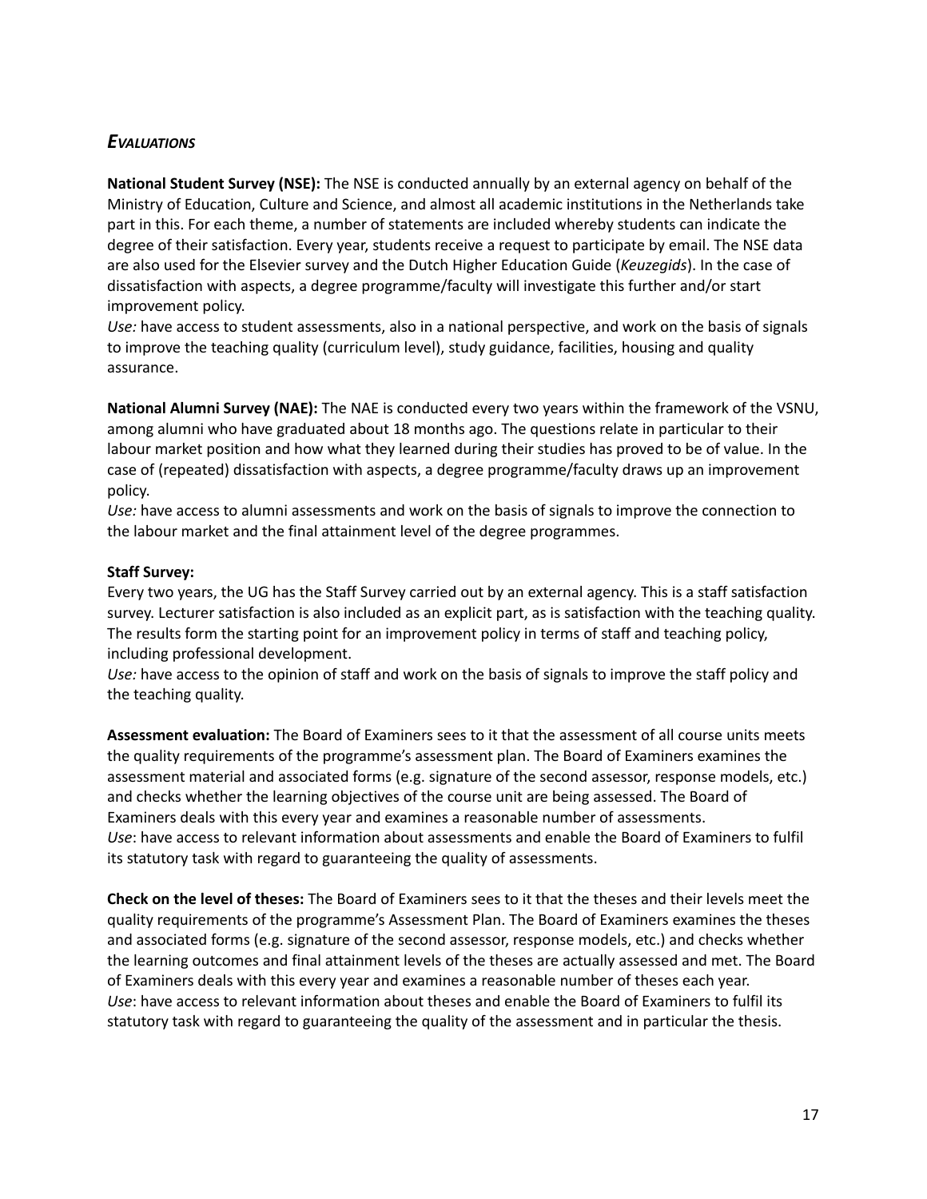## *Evaluations*

**National Student Survey (NSE):** The NSE is conducted annually by an external agency on behalf of the Ministry of Education, Culture and Science, and almost all academic institutions in the Netherlands take part in this. For each theme, a number of statements are included whereby students can indicate the degree of their satisfaction. Every year, students receive a request to participate by email. The NSE data are also used for the Elsevier survey and the Dutch Higher Education Guide (*Keuzegids*). In the case of dissatisfaction with aspects, a degree programme/faculty will investigate this further and/or start improvement policy.
*Use:* have access to student assessments, also in a national perspective, and work on the basis of signals to improve the teaching quality (curriculum level), study guidance, facilities, housing and quality assurance.

**National Alumni Survey (NAE):** The NAE is conducted every two years within the framework of the VSNU, among alumni who have graduated about 18 months ago. The questions relate in particular to their labour market position and how what they learned during their studies has proved to be of value. In the case of (repeated) dissatisfaction with aspects, a degree programme/faculty draws up an improvement policy.
*Use:* have access to alumni assessments and work on the basis of signals to improve the connection to the labour market and the final attainment level of the degree programmes.

**Staff Survey:**
Every two years, the UG has the Staff Survey carried out by an external agency. This is a staff satisfaction survey. Lecturer satisfaction is also included as an explicit part, as is satisfaction with the teaching quality. The results form the starting point for an improvement policy in terms of staff and teaching policy, including professional development.
*Use:* have access to the opinion of staff and work on the basis of signals to improve the staff policy and the teaching quality.

**Assessment evaluation:** The Board of Examiners sees to it that the assessment of all course units meets the quality requirements of the programme's assessment plan. The Board of Examiners examines the assessment material and associated forms (e.g. signature of the second assessor, response models, etc.) and checks whether the learning objectives of the course unit are being assessed. The Board of Examiners deals with this every year and examines a reasonable number of assessments.
*Use*: have access to relevant information about assessments and enable the Board of Examiners to fulfil its statutory task with regard to guaranteeing the quality of assessments.

**Check on the level of theses:** The Board of Examiners sees to it that the theses and their levels meet the quality requirements of the programme's Assessment Plan. The Board of Examiners examines the theses and associated forms (e.g. signature of the second assessor, response models, etc.) and checks whether the learning outcomes and final attainment levels of the theses are actually assessed and met. The Board of Examiners deals with this every year and examines a reasonable number of theses each year.
*Use*: have access to relevant information about theses and enable the Board of Examiners to fulfil its statutory task with regard to guaranteeing the quality of the assessment and in particular the thesis.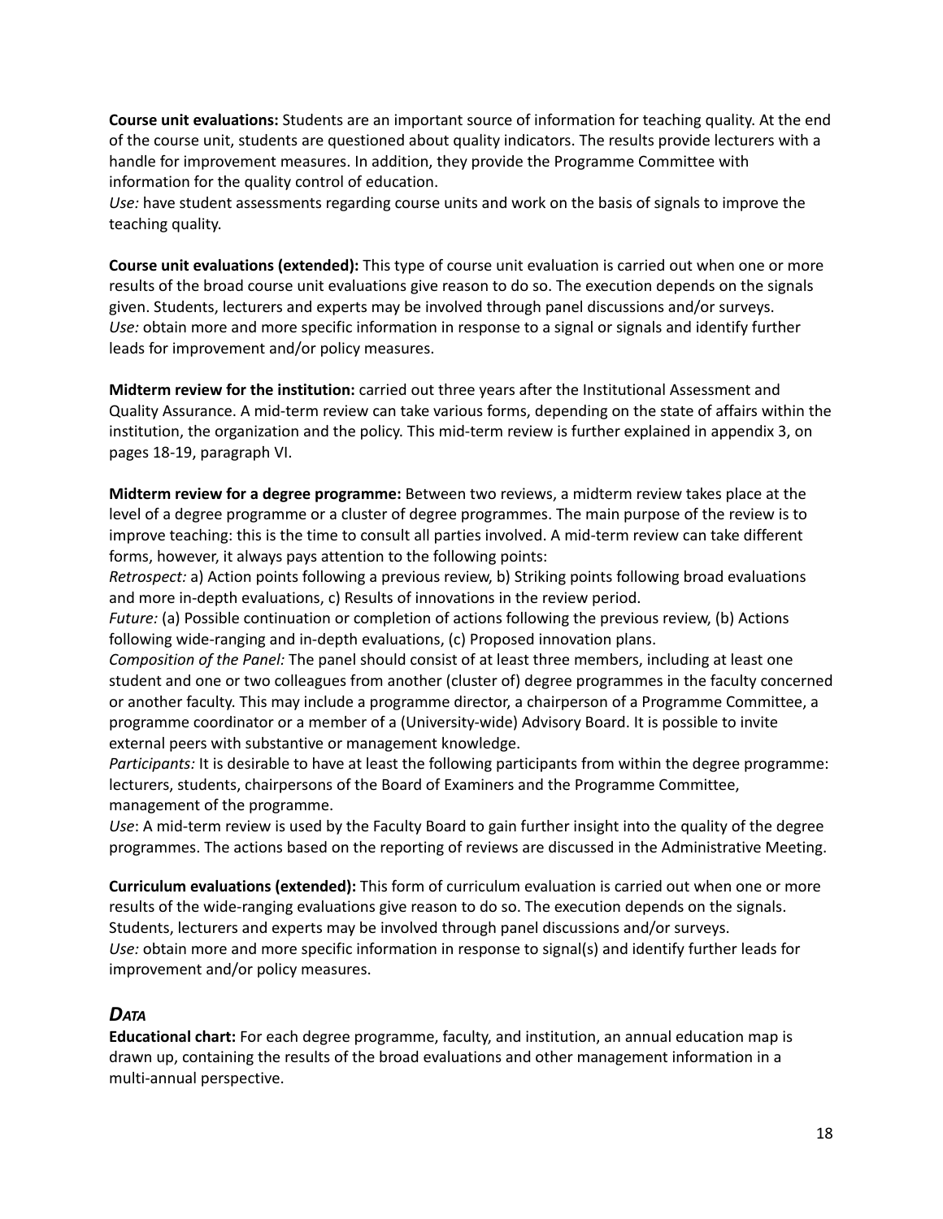**Course unit evaluations:** Students are an important source of information for teaching quality. At the end of the course unit, students are questioned about quality indicators. The results provide lecturers with a handle for improvement measures. In addition, they provide the Programme Committee with information for the quality control of education.
*Use:* have student assessments regarding course units and work on the basis of signals to improve the teaching quality.

**Course unit evaluations (extended):** This type of course unit evaluation is carried out when one or more results of the broad course unit evaluations give reason to do so. The execution depends on the signals given. Students, lecturers and experts may be involved through panel discussions and/or surveys.
*Use:* obtain more and more specific information in response to a signal or signals and identify further leads for improvement and/or policy measures.

**Midterm review for the institution:** carried out three years after the Institutional Assessment and Quality Assurance. A mid-term review can take various forms, depending on the state of affairs within the institution, the organization and the policy. This mid-term review is further explained in appendix 3, on pages 18-19, paragraph VI.

**Midterm review for a degree programme:** Between two reviews, a midterm review takes place at the level of a degree programme or a cluster of degree programmes. The main purpose of the review is to improve teaching: this is the time to consult all parties involved. A mid-term review can take different forms, however, it always pays attention to the following points:
*Retrospect:* a) Action points following a previous review, b) Striking points following broad evaluations and more in-depth evaluations, c) Results of innovations in the review period.
*Future:* (a) Possible continuation or completion of actions following the previous review, (b) Actions following wide-ranging and in-depth evaluations, (c) Proposed innovation plans.
*Composition of the Panel:* The panel should consist of at least three members, including at least one student and one or two colleagues from another (cluster of) degree programmes in the faculty concerned or another faculty. This may include a programme director, a chairperson of a Programme Committee, a programme coordinator or a member of a (University-wide) Advisory Board. It is possible to invite external peers with substantive or management knowledge.
*Participants:* It is desirable to have at least the following participants from within the degree programme: lecturers, students, chairpersons of the Board of Examiners and the Programme Committee, management of the programme.
*Use*: A mid-term review is used by the Faculty Board to gain further insight into the quality of the degree programmes. The actions based on the reporting of reviews are discussed in the Administrative Meeting.

**Curriculum evaluations (extended):** This form of curriculum evaluation is carried out when one or more results of the wide-ranging evaluations give reason to do so. The execution depends on the signals. Students, lecturers and experts may be involved through panel discussions and/or surveys.
*Use:* obtain more and more specific information in response to signal(s) and identify further leads for improvement and/or policy measures.

### *DATA*

**Educational chart:** For each degree programme, faculty, and institution, an annual education map is drawn up, containing the results of the broad evaluations and other management information in a multi-annual perspective.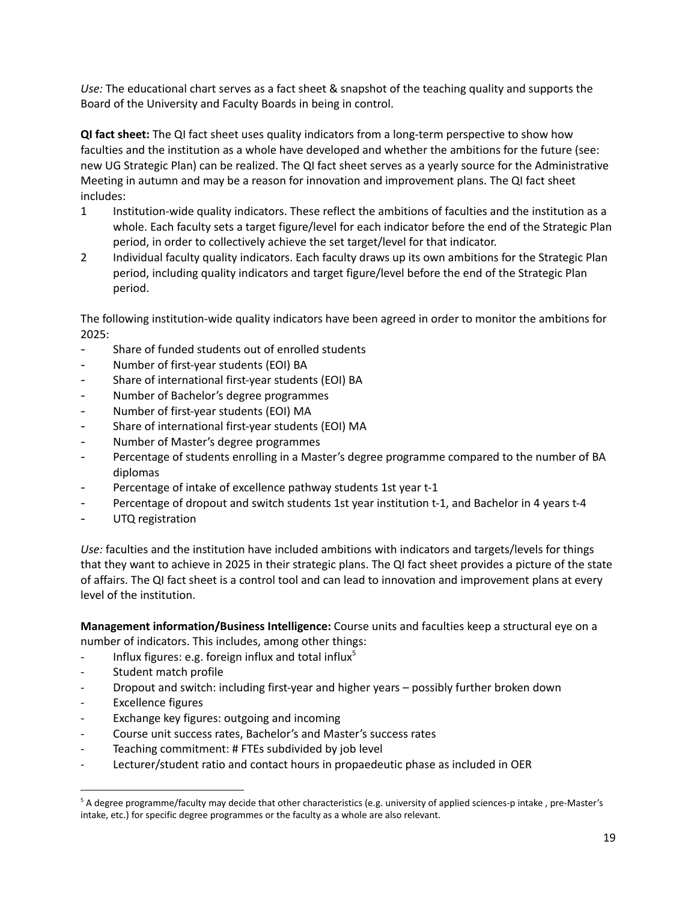*Use:* The educational chart serves as a fact sheet & snapshot of the teaching quality and supports the Board of the University and Faculty Boards in being in control.

**QI fact sheet:** The QI fact sheet uses quality indicators from a long-term perspective to show how faculties and the institution as a whole have developed and whether the ambitions for the future (see: new UG Strategic Plan) can be realized. The QI fact sheet serves as a yearly source for the Administrative Meeting in autumn and may be a reason for innovation and improvement plans. The QI fact sheet includes:

1. Institution-wide quality indicators. These reflect the ambitions of faculties and the institution as a whole. Each faculty sets a target figure/level for each indicator before the end of the Strategic Plan period, in order to collectively achieve the set target/level for that indicator.
2. Individual faculty quality indicators. Each faculty draws up its own ambitions for the Strategic Plan period, including quality indicators and target figure/level before the end of the Strategic Plan period.

The following institution-wide quality indicators have been agreed in order to monitor the ambitions for 2025:

- Share of funded students out of enrolled students
- Number of first-year students (EOI) BA
- Share of international first-year students (EOI) BA
- Number of Bachelor's degree programmes
- Number of first-year students (EOI) MA
- Share of international first-year students (EOI) MA
- Number of Master's degree programmes
- Percentage of students enrolling in a Master's degree programme compared to the number of BA diplomas
- Percentage of intake of excellence pathway students 1st year t-1
- Percentage of dropout and switch students 1st year institution t-1, and Bachelor in 4 years t-4
- UTQ registration

*Use:* faculties and the institution have included ambitions with indicators and targets/levels for things that they want to achieve in 2025 in their strategic plans. The QI fact sheet provides a picture of the state of affairs. The QI fact sheet is a control tool and can lead to innovation and improvement plans at every level of the institution.

**Management information/Business Intelligence:** Course units and faculties keep a structural eye on a number of indicators. This includes, among other things:

- Influx figures: e.g. foreign influx and total influx[5]
- Student match profile
- Dropout and switch: including first-year and higher years – possibly further broken down
- Excellence figures
- Exchange key figures: outgoing and incoming
- Course unit success rates, Bachelor's and Master's success rates
- Teaching commitment: # FTEs subdivided by job level
- Lecturer/student ratio and contact hours in propaedeutic phase as included in OER

[5] A degree programme/faculty may decide that other characteristics (e.g. university of applied sciences-p intake , pre-Master's intake, etc.) for specific degree programmes or the faculty as a whole are also relevant.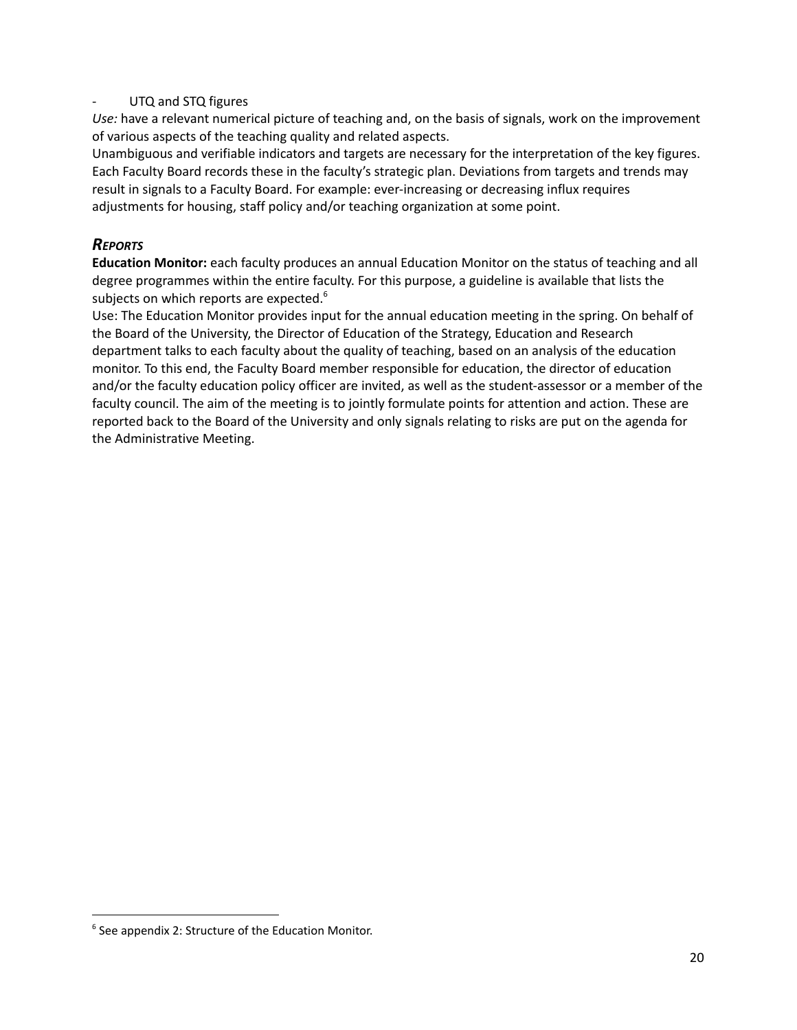- UTQ and STQ figures

*Use:* have a relevant numerical picture of teaching and, on the basis of signals, work on the improvement of various aspects of the teaching quality and related aspects.

Unambiguous and verifiable indicators and targets are necessary for the interpretation of the key figures. Each Faculty Board records these in the faculty's strategic plan. Deviations from targets and trends may result in signals to a Faculty Board. For example: ever-increasing or decreasing influx requires adjustments for housing, staff policy and/or teaching organization at some point.

### *Reports*

**Education Monitor:** each faculty produces an annual Education Monitor on the status of teaching and all degree programmes within the entire faculty. For this purpose, a guideline is available that lists the subjects on which reports are expected.[6]

Use: The Education Monitor provides input for the annual education meeting in the spring. On behalf of the Board of the University, the Director of Education of the Strategy, Education and Research department talks to each faculty about the quality of teaching, based on an analysis of the education monitor. To this end, the Faculty Board member responsible for education, the director of education and/or the faculty education policy officer are invited, as well as the student-assessor or a member of the faculty council. The aim of the meeting is to jointly formulate points for attention and action. These are reported back to the Board of the University and only signals relating to risks are put on the agenda for the Administrative Meeting.

[6] See appendix 2: Structure of the Education Monitor.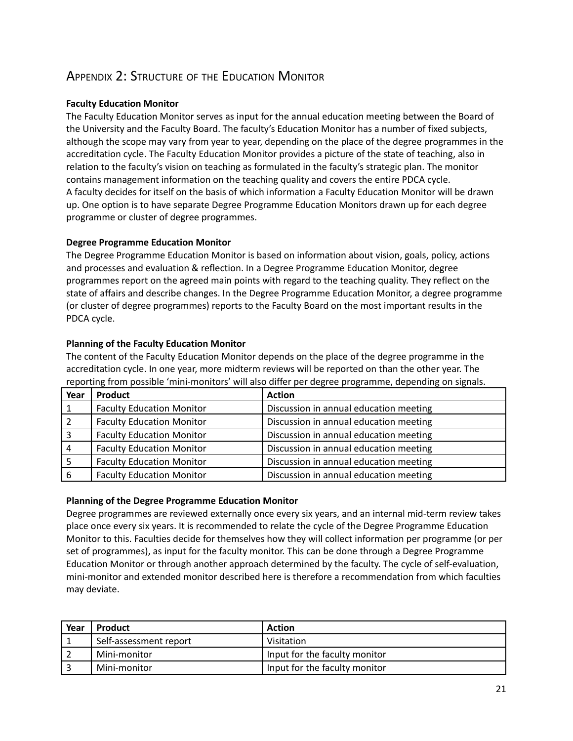## Appendix 2: Structure of the Education Monitor

**Faculty Education Monitor**

The Faculty Education Monitor serves as input for the annual education meeting between the Board of the University and the Faculty Board. The faculty's Education Monitor has a number of fixed subjects, although the scope may vary from year to year, depending on the place of the degree programmes in the accreditation cycle. The Faculty Education Monitor provides a picture of the state of teaching, also in relation to the faculty's vision on teaching as formulated in the faculty's strategic plan. The monitor contains management information on the teaching quality and covers the entire PDCA cycle.
A faculty decides for itself on the basis of which information a Faculty Education Monitor will be drawn up. One option is to have separate Degree Programme Education Monitors drawn up for each degree programme or cluster of degree programmes.

**Degree Programme Education Monitor**

The Degree Programme Education Monitor is based on information about vision, goals, policy, actions and processes and evaluation & reflection. In a Degree Programme Education Monitor, degree programmes report on the agreed main points with regard to the teaching quality. They reflect on the state of affairs and describe changes. In the Degree Programme Education Monitor, a degree programme (or cluster of degree programmes) reports to the Faculty Board on the most important results in the PDCA cycle.

**Planning of the Faculty Education Monitor**

The content of the Faculty Education Monitor depends on the place of the degree programme in the accreditation cycle. In one year, more midterm reviews will be reported on than the other year. The reporting from possible 'mini-monitors' will also differ per degree programme, depending on signals.

| Year | Product | Action |
|---|---|---|
| 1 | Faculty Education Monitor | Discussion in annual education meeting |
| 2 | Faculty Education Monitor | Discussion in annual education meeting |
| 3 | Faculty Education Monitor | Discussion in annual education meeting |
| 4 | Faculty Education Monitor | Discussion in annual education meeting |
| 5 | Faculty Education Monitor | Discussion in annual education meeting |
| 6 | Faculty Education Monitor | Discussion in annual education meeting |

**Planning of the Degree Programme Education Monitor**

Degree programmes are reviewed externally once every six years, and an internal mid-term review takes place once every six years. It is recommended to relate the cycle of the Degree Programme Education Monitor to this. Faculties decide for themselves how they will collect information per programme (or per set of programmes), as input for the faculty monitor. This can be done through a Degree Programme Education Monitor or through another approach determined by the faculty. The cycle of self-evaluation, mini-monitor and extended monitor described here is therefore a recommendation from which faculties may deviate.

| Year | Product | Action |
|---|---|---|
| 1 | Self-assessment report | Visitation |
| 2 | Mini-monitor | Input for the faculty monitor |
| 3 | Mini-monitor | Input for the faculty monitor |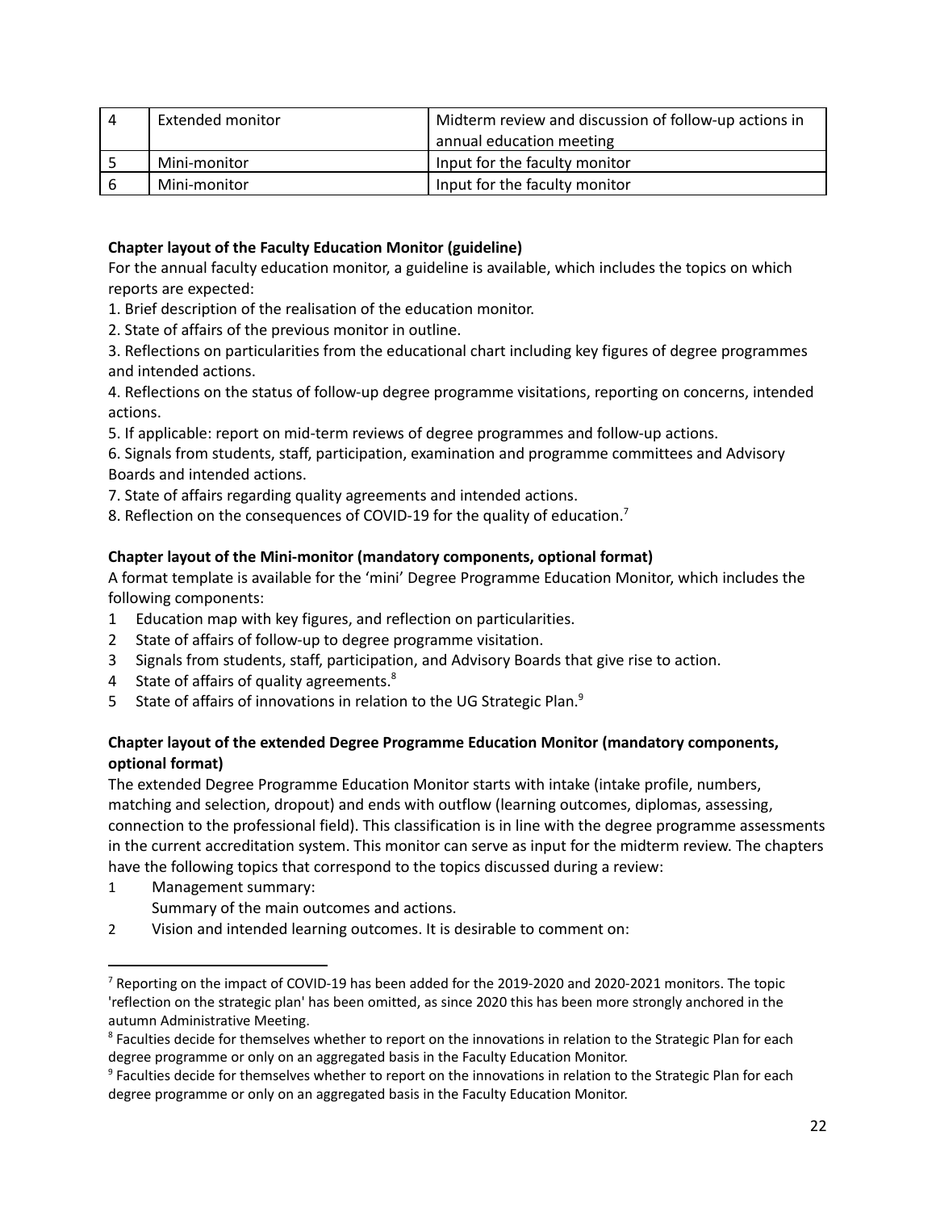| 4 | Extended monitor | Midterm review and discussion of follow-up actions in annual education meeting |
|---|---|---|
| 5 | Mini-monitor | Input for the faculty monitor |
| 6 | Mini-monitor | Input for the faculty monitor |

**Chapter layout of the Faculty Education Monitor (guideline)**

For the annual faculty education monitor, a guideline is available, which includes the topics on which reports are expected:

1. Brief description of the realisation of the education monitor.
2. State of affairs of the previous monitor in outline.
3. Reflections on particularities from the educational chart including key figures of degree programmes and intended actions.
4. Reflections on the status of follow-up degree programme visitations, reporting on concerns, intended actions.
5. If applicable: report on mid-term reviews of degree programmes and follow-up actions.
6. Signals from students, staff, participation, examination and programme committees and Advisory Boards and intended actions.
7. State of affairs regarding quality agreements and intended actions.
8. Reflection on the consequences of COVID-19 for the quality of education.[7]

**Chapter layout of the Mini-monitor (mandatory components, optional format)**

A format template is available for the 'mini' Degree Programme Education Monitor, which includes the following components:

1. Education map with key figures, and reflection on particularities.
2. State of affairs of follow-up to degree programme visitation.
3. Signals from students, staff, participation, and Advisory Boards that give rise to action.
4. State of affairs of quality agreements.[8]
5. State of affairs of innovations in relation to the UG Strategic Plan.[9]

**Chapter layout of the extended Degree Programme Education Monitor (mandatory components, optional format)**

The extended Degree Programme Education Monitor starts with intake (intake profile, numbers, matching and selection, dropout) and ends with outflow (learning outcomes, diplomas, assessing, connection to the professional field). This classification is in line with the degree programme assessments in the current accreditation system. This monitor can serve as input for the midterm review. The chapters have the following topics that correspond to the topics discussed during a review:

1. Management summary:
   Summary of the main outcomes and actions.
2. Vision and intended learning outcomes. It is desirable to comment on:

---

[7] Reporting on the impact of COVID-19 has been added for the 2019-2020 and 2020-2021 monitors. The topic 'reflection on the strategic plan' has been omitted, as since 2020 this has been more strongly anchored in the autumn Administrative Meeting.

[8] Faculties decide for themselves whether to report on the innovations in relation to the Strategic Plan for each degree programme or only on an aggregated basis in the Faculty Education Monitor.

[9] Faculties decide for themselves whether to report on the innovations in relation to the Strategic Plan for each degree programme or only on an aggregated basis in the Faculty Education Monitor.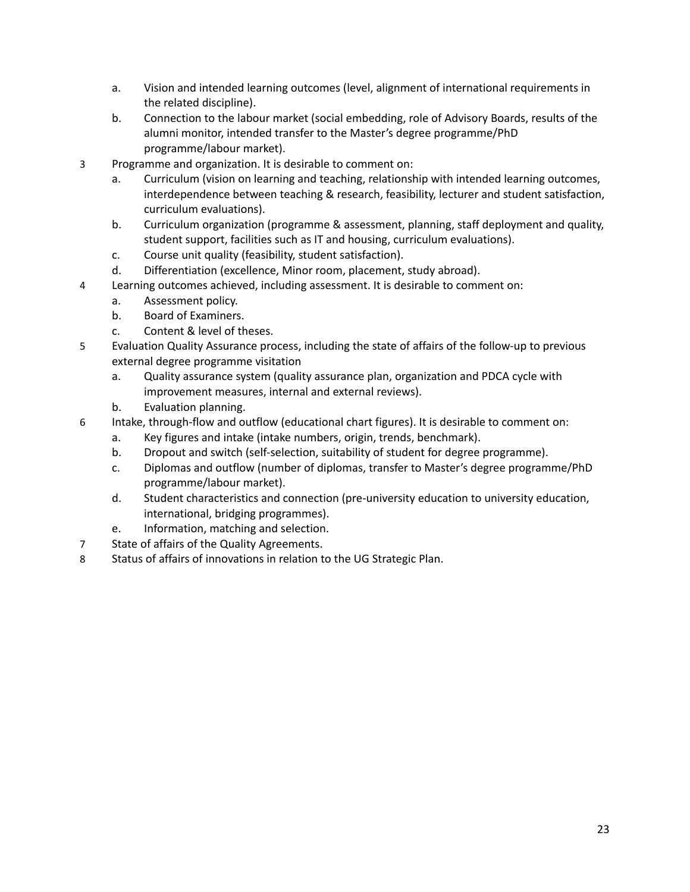a. Vision and intended learning outcomes (level, alignment of international requirements in the related discipline).
b. Connection to the labour market (social embedding, role of Advisory Boards, results of the alumni monitor, intended transfer to the Master's degree programme/PhD programme/labour market).

3 Programme and organization. It is desirable to comment on:
   a. Curriculum (vision on learning and teaching, relationship with intended learning outcomes, interdependence between teaching & research, feasibility, lecturer and student satisfaction, curriculum evaluations).
   b. Curriculum organization (programme & assessment, planning, staff deployment and quality, student support, facilities such as IT and housing, curriculum evaluations).
   c. Course unit quality (feasibility, student satisfaction).
   d. Differentiation (excellence, Minor room, placement, study abroad).

4 Learning outcomes achieved, including assessment. It is desirable to comment on:
   a. Assessment policy.
   b. Board of Examiners.
   c. Content & level of theses.

5 Evaluation Quality Assurance process, including the state of affairs of the follow-up to previous external degree programme visitation
   a. Quality assurance system (quality assurance plan, organization and PDCA cycle with improvement measures, internal and external reviews).
   b. Evaluation planning.

6 Intake, through-flow and outflow (educational chart figures). It is desirable to comment on:
   a. Key figures and intake (intake numbers, origin, trends, benchmark).
   b. Dropout and switch (self-selection, suitability of student for degree programme).
   c. Diplomas and outflow (number of diplomas, transfer to Master's degree programme/PhD programme/labour market).
   d. Student characteristics and connection (pre-university education to university education, international, bridging programmes).
   e. Information, matching and selection.

7 State of affairs of the Quality Agreements.

8 Status of affairs of innovations in relation to the UG Strategic Plan.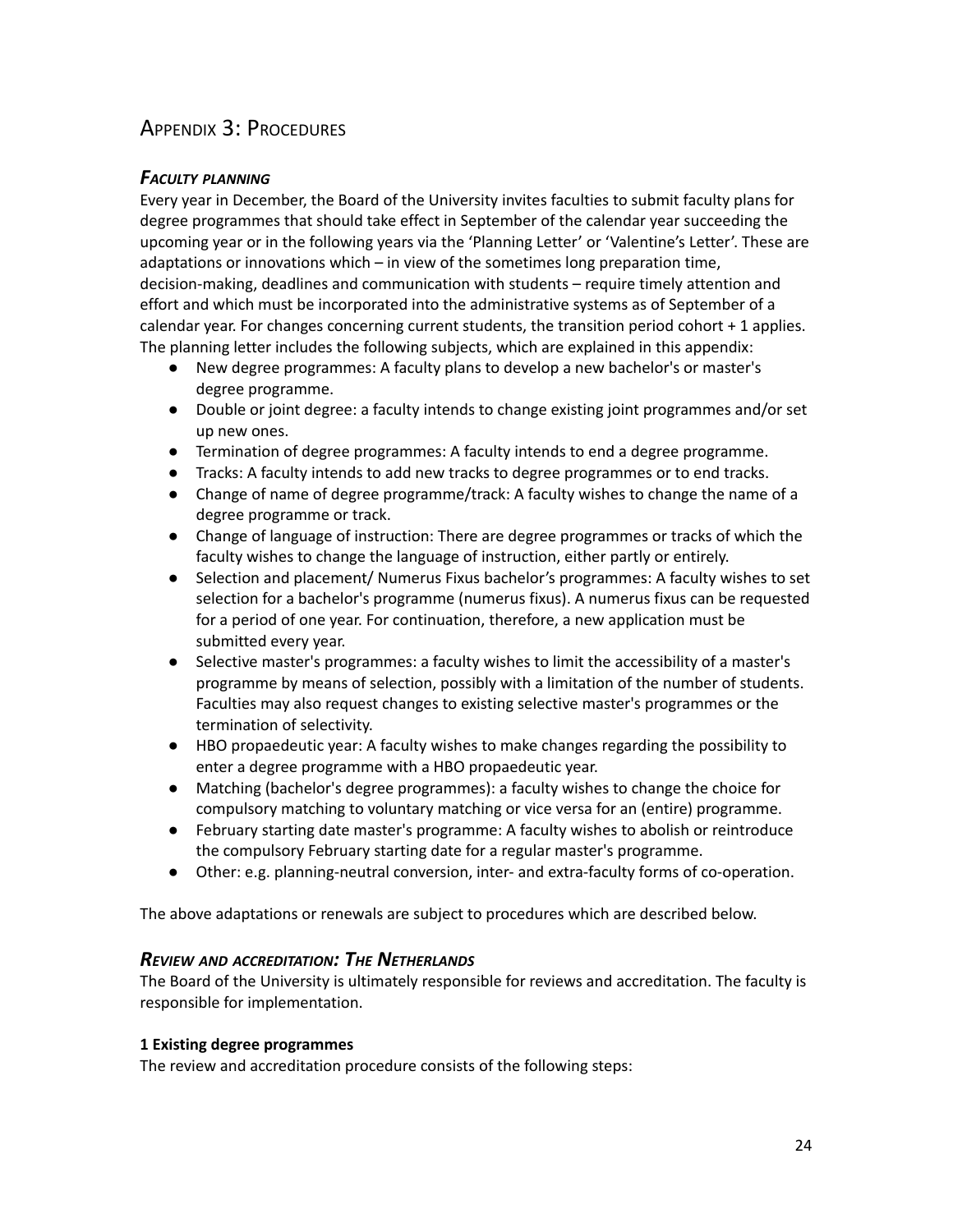# Appendix 3: Procedures

### *Faculty planning*

Every year in December, the Board of the University invites faculties to submit faculty plans for degree programmes that should take effect in September of the calendar year succeeding the upcoming year or in the following years via the 'Planning Letter' or 'Valentine's Letter'. These are adaptations or innovations which – in view of the sometimes long preparation time, decision-making, deadlines and communication with students – require timely attention and effort and which must be incorporated into the administrative systems as of September of a calendar year. For changes concerning current students, the transition period cohort + 1 applies. The planning letter includes the following subjects, which are explained in this appendix:

- New degree programmes: A faculty plans to develop a new bachelor's or master's degree programme.
- Double or joint degree: a faculty intends to change existing joint programmes and/or set up new ones.
- Termination of degree programmes: A faculty intends to end a degree programme.
- Tracks: A faculty intends to add new tracks to degree programmes or to end tracks.
- Change of name of degree programme/track: A faculty wishes to change the name of a degree programme or track.
- Change of language of instruction: There are degree programmes or tracks of which the faculty wishes to change the language of instruction, either partly or entirely.
- Selection and placement/ Numerus Fixus bachelor's programmes: A faculty wishes to set selection for a bachelor's programme (numerus fixus). A numerus fixus can be requested for a period of one year. For continuation, therefore, a new application must be submitted every year.
- Selective master's programmes: a faculty wishes to limit the accessibility of a master's programme by means of selection, possibly with a limitation of the number of students. Faculties may also request changes to existing selective master's programmes or the termination of selectivity.
- HBO propaedeutic year: A faculty wishes to make changes regarding the possibility to enter a degree programme with a HBO propaedeutic year.
- Matching (bachelor's degree programmes): a faculty wishes to change the choice for compulsory matching to voluntary matching or vice versa for an (entire) programme.
- February starting date master's programme: A faculty wishes to abolish or reintroduce the compulsory February starting date for a regular master's programme.
- Other: e.g. planning-neutral conversion, inter- and extra-faculty forms of co-operation.

The above adaptations or renewals are subject to procedures which are described below.

### *Review and accreditation: The Netherlands*

The Board of the University is ultimately responsible for reviews and accreditation. The faculty is responsible for implementation.

**1 Existing degree programmes**

The review and accreditation procedure consists of the following steps: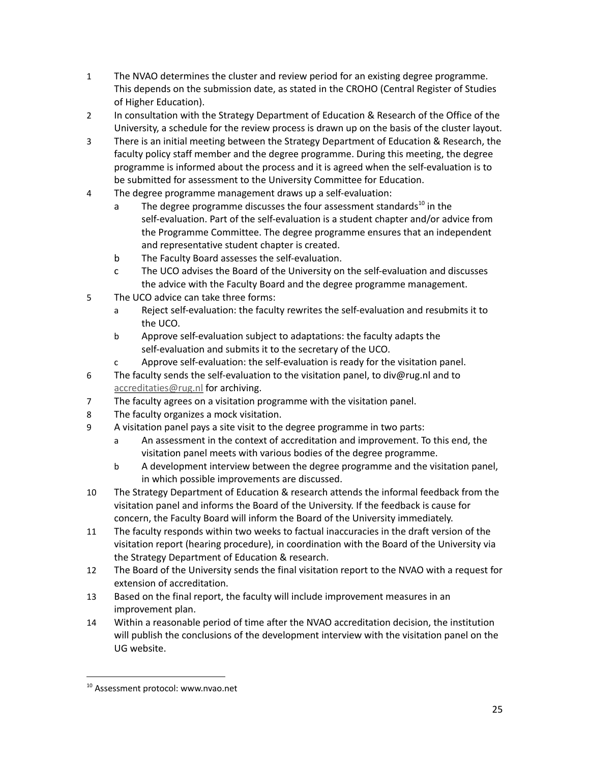1. The NVAO determines the cluster and review period for an existing degree programme. This depends on the submission date, as stated in the CROHO (Central Register of Studies of Higher Education).
2. In consultation with the Strategy Department of Education & Research of the Office of the University, a schedule for the review process is drawn up on the basis of the cluster layout.
3. There is an initial meeting between the Strategy Department of Education & Research, the faculty policy staff member and the degree programme. During this meeting, the degree programme is informed about the process and it is agreed when the self-evaluation is to be submitted for assessment to the University Committee for Education.
4. The degree programme management draws up a self-evaluation:
   a. The degree programme discusses the four assessment standards[10] in the self-evaluation. Part of the self-evaluation is a student chapter and/or advice from the Programme Committee. The degree programme ensures that an independent and representative student chapter is created.
   b. The Faculty Board assesses the self-evaluation.
   c. The UCO advises the Board of the University on the self-evaluation and discusses the advice with the Faculty Board and the degree programme management.
5. The UCO advice can take three forms:
   a. Reject self-evaluation: the faculty rewrites the self-evaluation and resubmits it to the UCO.
   b. Approve self-evaluation subject to adaptations: the faculty adapts the self-evaluation and submits it to the secretary of the UCO.
   c. Approve self-evaluation: the self-evaluation is ready for the visitation panel.
6. The faculty sends the self-evaluation to the visitation panel, to div@rug.nl and to accreditaties@rug.nl for archiving.
7. The faculty agrees on a visitation programme with the visitation panel.
8. The faculty organizes a mock visitation.
9. A visitation panel pays a site visit to the degree programme in two parts:
   a. An assessment in the context of accreditation and improvement. To this end, the visitation panel meets with various bodies of the degree programme.
   b. A development interview between the degree programme and the visitation panel, in which possible improvements are discussed.
10. The Strategy Department of Education & research attends the informal feedback from the visitation panel and informs the Board of the University. If the feedback is cause for concern, the Faculty Board will inform the Board of the University immediately.
11. The faculty responds within two weeks to factual inaccuracies in the draft version of the visitation report (hearing procedure), in coordination with the Board of the University via the Strategy Department of Education & research.
12. The Board of the University sends the final visitation report to the NVAO with a request for extension of accreditation.
13. Based on the final report, the faculty will include improvement measures in an improvement plan.
14. Within a reasonable period of time after the NVAO accreditation decision, the institution will publish the conclusions of the development interview with the visitation panel on the UG website.

---

[10] Assessment protocol: www.nvao.net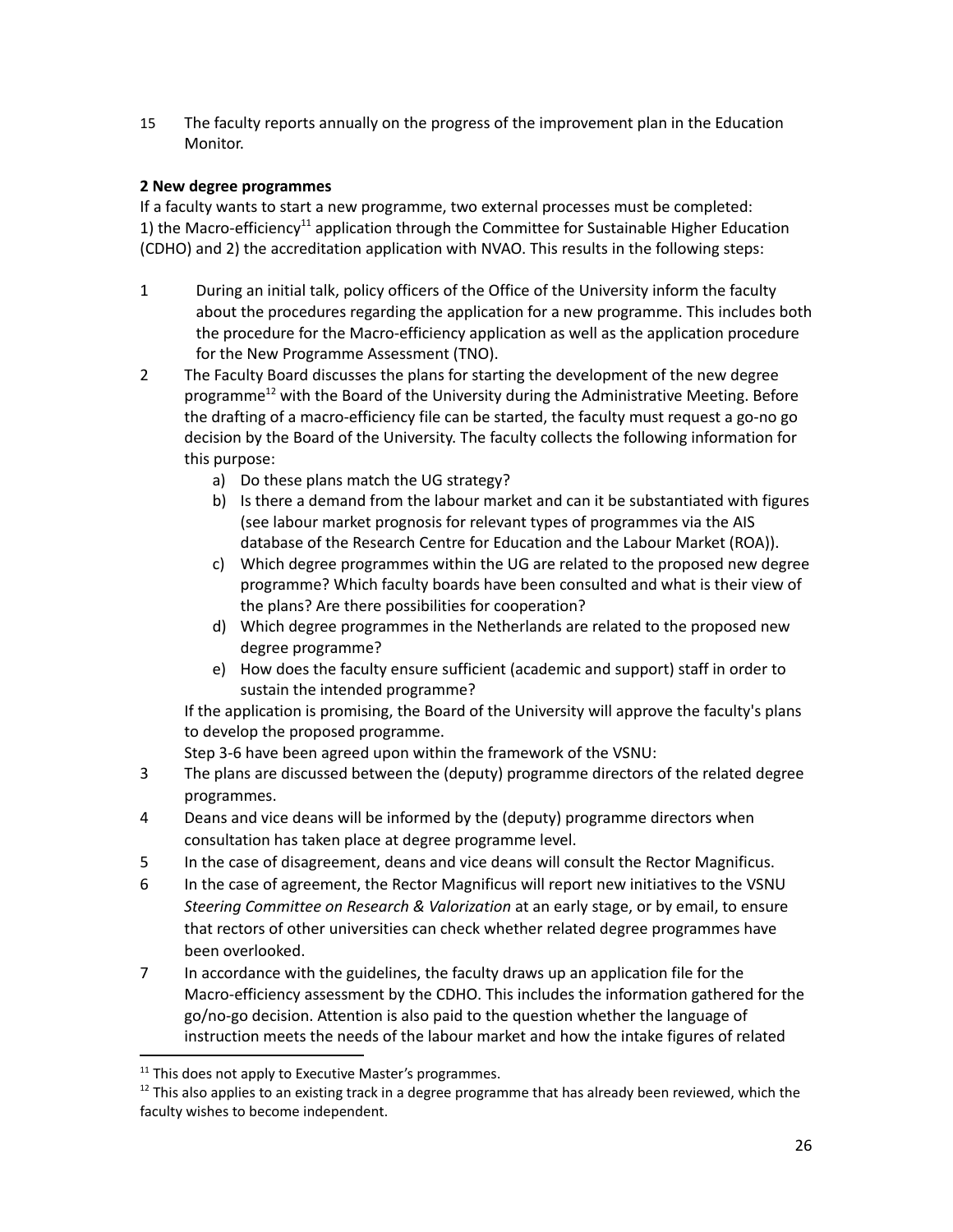15 The faculty reports annually on the progress of the improvement plan in the Education Monitor.

**2 New degree programmes**

If a faculty wants to start a new programme, two external processes must be completed: 1) the Macro-efficiency[11] application through the Committee for Sustainable Higher Education (CDHO) and 2) the accreditation application with NVAO. This results in the following steps:

1. During an initial talk, policy officers of the Office of the University inform the faculty about the procedures regarding the application for a new programme. This includes both the procedure for the Macro-efficiency application as well as the application procedure for the New Programme Assessment (TNO).
2. The Faculty Board discusses the plans for starting the development of the new degree programme[12] with the Board of the University during the Administrative Meeting. Before the drafting of a macro-efficiency file can be started, the faculty must request a go-no go decision by the Board of the University. The faculty collects the following information for this purpose:
   a) Do these plans match the UG strategy?
   b) Is there a demand from the labour market and can it be substantiated with figures (see labour market prognosis for relevant types of programmes via the AIS database of the Research Centre for Education and the Labour Market (ROA)).
   c) Which degree programmes within the UG are related to the proposed new degree programme? Which faculty boards have been consulted and what is their view of the plans? Are there possibilities for cooperation?
   d) Which degree programmes in the Netherlands are related to the proposed new degree programme?
   e) How does the faculty ensure sufficient (academic and support) staff in order to sustain the intended programme?

   If the application is promising, the Board of the University will approve the faculty's plans to develop the proposed programme.

   Step 3-6 have been agreed upon within the framework of the VSNU:
3. The plans are discussed between the (deputy) programme directors of the related degree programmes.
4. Deans and vice deans will be informed by the (deputy) programme directors when consultation has taken place at degree programme level.
5. In the case of disagreement, deans and vice deans will consult the Rector Magnificus.
6. In the case of agreement, the Rector Magnificus will report new initiatives to the VSNU *Steering Committee on Research & Valorization* at an early stage, or by email, to ensure that rectors of other universities can check whether related degree programmes have been overlooked.
7. In accordance with the guidelines, the faculty draws up an application file for the Macro-efficiency assessment by the CDHO. This includes the information gathered for the go/no-go decision. Attention is also paid to the question whether the language of instruction meets the needs of the labour market and how the intake figures of related

[11] This does not apply to Executive Master's programmes.

[12] This also applies to an existing track in a degree programme that has already been reviewed, which the faculty wishes to become independent.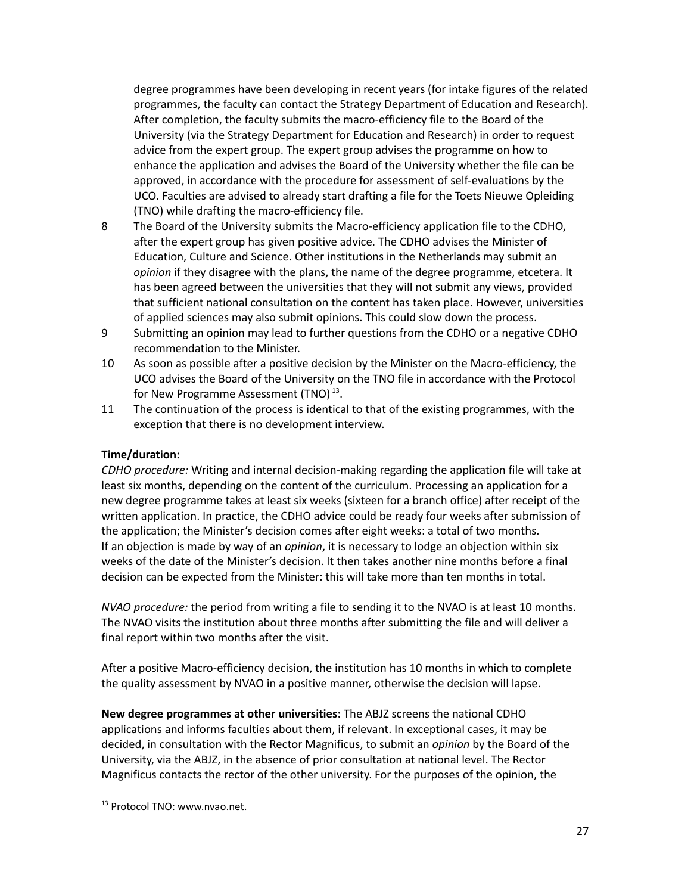degree programmes have been developing in recent years (for intake figures of the related programmes, the faculty can contact the Strategy Department of Education and Research). After completion, the faculty submits the macro-efficiency file to the Board of the University (via the Strategy Department for Education and Research) in order to request advice from the expert group. The expert group advises the programme on how to enhance the application and advises the Board of the University whether the file can be approved, in accordance with the procedure for assessment of self-evaluations by the UCO. Faculties are advised to already start drafting a file for the Toets Nieuwe Opleiding (TNO) while drafting the macro-efficiency file.

8 The Board of the University submits the Macro-efficiency application file to the CDHO, after the expert group has given positive advice. The CDHO advises the Minister of Education, Culture and Science. Other institutions in the Netherlands may submit an *opinion* if they disagree with the plans, the name of the degree programme, etcetera. It has been agreed between the universities that they will not submit any views, provided that sufficient national consultation on the content has taken place. However, universities of applied sciences may also submit opinions. This could slow down the process.

9 Submitting an opinion may lead to further questions from the CDHO or a negative CDHO recommendation to the Minister.

10 As soon as possible after a positive decision by the Minister on the Macro-efficiency, the UCO advises the Board of the University on the TNO file in accordance with the Protocol for New Programme Assessment (TNO) [13].

11 The continuation of the process is identical to that of the existing programmes, with the exception that there is no development interview.

**Time/duration:**
*CDHO procedure:* Writing and internal decision-making regarding the application file will take at least six months, depending on the content of the curriculum. Processing an application for a new degree programme takes at least six weeks (sixteen for a branch office) after receipt of the written application. In practice, the CDHO advice could be ready four weeks after submission of the application; the Minister's decision comes after eight weeks: a total of two months.
If an objection is made by way of an *opinion*, it is necessary to lodge an objection within six weeks of the date of the Minister's decision. It then takes another nine months before a final decision can be expected from the Minister: this will take more than ten months in total.

*NVAO procedure:* the period from writing a file to sending it to the NVAO is at least 10 months. The NVAO visits the institution about three months after submitting the file and will deliver a final report within two months after the visit.

After a positive Macro-efficiency decision, the institution has 10 months in which to complete the quality assessment by NVAO in a positive manner, otherwise the decision will lapse.

**New degree programmes at other universities:** The ABJZ screens the national CDHO applications and informs faculties about them, if relevant. In exceptional cases, it may be decided, in consultation with the Rector Magnificus, to submit an *opinion* by the Board of the University, via the ABJZ, in the absence of prior consultation at national level. The Rector Magnificus contacts the rector of the other university. For the purposes of the opinion, the

[13] Protocol TNO: www.nvao.net.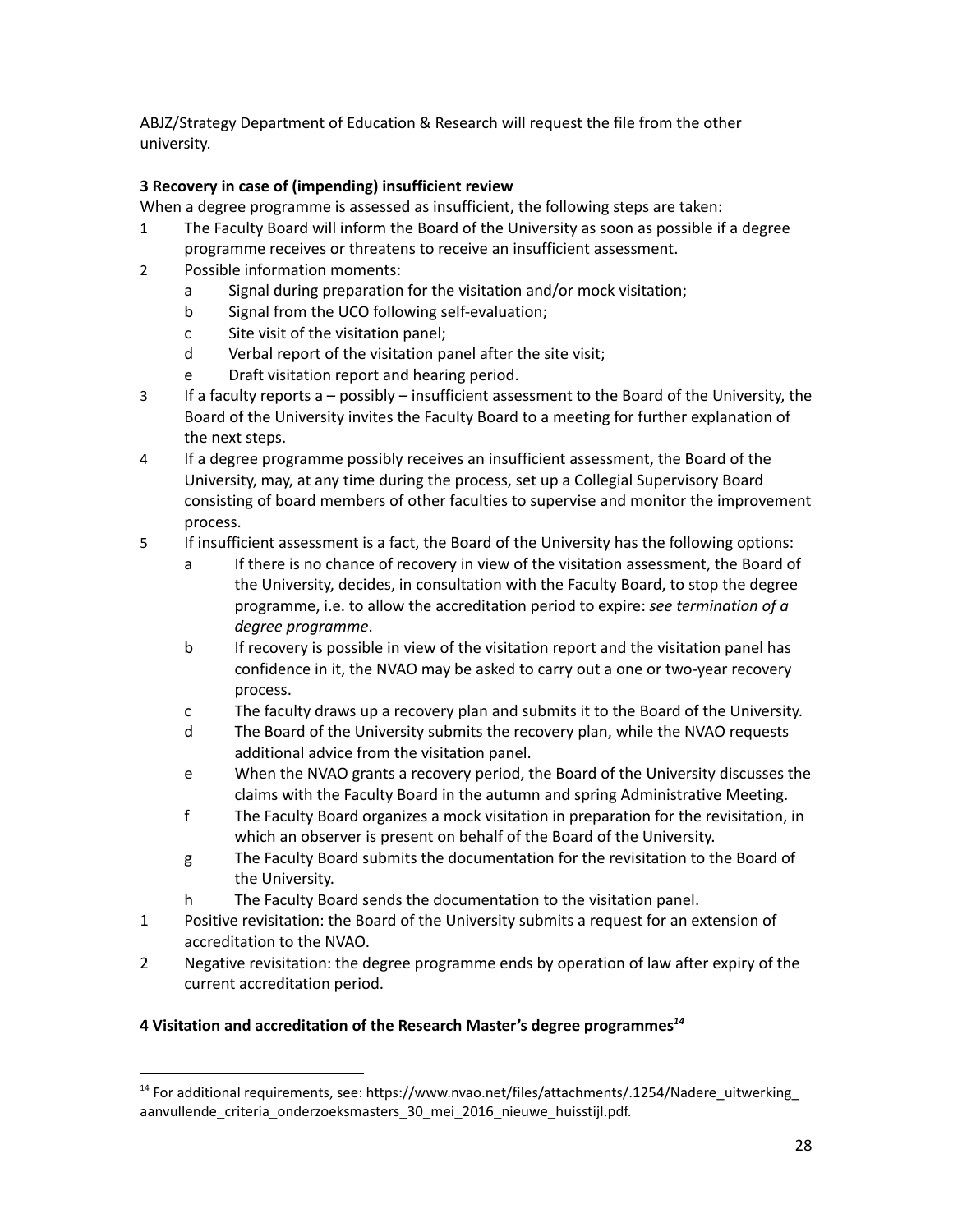ABJZ/Strategy Department of Education & Research will request the file from the other university.

**3 Recovery in case of (impending) insufficient review**

When a degree programme is assessed as insufficient, the following steps are taken:

1. The Faculty Board will inform the Board of the University as soon as possible if a degree programme receives or threatens to receive an insufficient assessment.
2. Possible information moments:
   a. Signal during preparation for the visitation and/or mock visitation;
   b. Signal from the UCO following self-evaluation;
   c. Site visit of the visitation panel;
   d. Verbal report of the visitation panel after the site visit;
   e. Draft visitation report and hearing period.
3. If a faculty reports a – possibly – insufficient assessment to the Board of the University, the Board of the University invites the Faculty Board to a meeting for further explanation of the next steps.
4. If a degree programme possibly receives an insufficient assessment, the Board of the University, may, at any time during the process, set up a Collegial Supervisory Board consisting of board members of other faculties to supervise and monitor the improvement process.
5. If insufficient assessment is a fact, the Board of the University has the following options:
   a. If there is no chance of recovery in view of the visitation assessment, the Board of the University, decides, in consultation with the Faculty Board, to stop the degree programme, i.e. to allow the accreditation period to expire: *see termination of a degree programme*.
   b. If recovery is possible in view of the visitation report and the visitation panel has confidence in it, the NVAO may be asked to carry out a one or two-year recovery process.
   c. The faculty draws up a recovery plan and submits it to the Board of the University.
   d. The Board of the University submits the recovery plan, while the NVAO requests additional advice from the visitation panel.
   e. When the NVAO grants a recovery period, the Board of the University discusses the claims with the Faculty Board in the autumn and spring Administrative Meeting.
   f. The Faculty Board organizes a mock visitation in preparation for the revisitation, in which an observer is present on behalf of the Board of the University.
   g. The Faculty Board submits the documentation for the revisitation to the Board of the University.
   h. The Faculty Board sends the documentation to the visitation panel.

1. Positive revisitation: the Board of the University submits a request for an extension of accreditation to the NVAO.
2. Negative revisitation: the degree programme ends by operation of law after expiry of the current accreditation period.

**4 Visitation and accreditation of the Research Master's degree programmes[14]**

[14] For additional requirements, see: https://www.nvao.net/files/attachments/.1254/Nadere_uitwerking_aanvullende_criteria_onderzoeksmasters_30_mei_2016_nieuwe_huisstijl.pdf.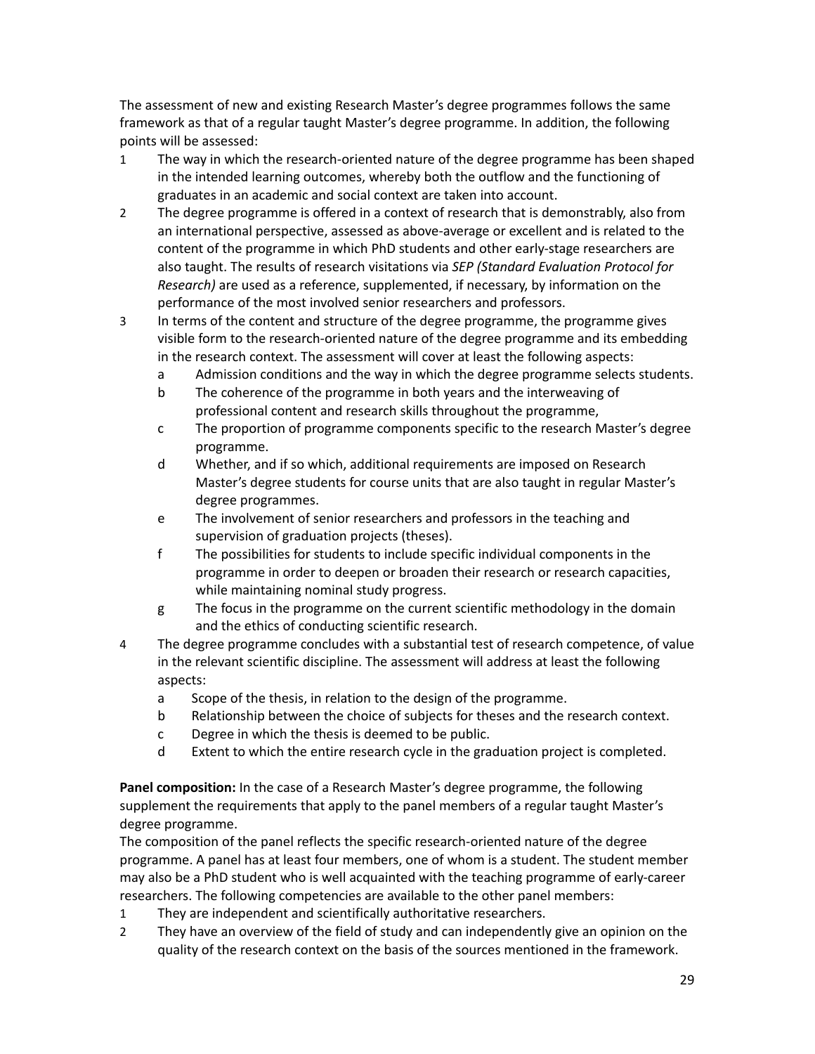The assessment of new and existing Research Master's degree programmes follows the same framework as that of a regular taught Master's degree programme. In addition, the following points will be assessed:

1. The way in which the research-oriented nature of the degree programme has been shaped in the intended learning outcomes, whereby both the outflow and the functioning of graduates in an academic and social context are taken into account.
2. The degree programme is offered in a context of research that is demonstrably, also from an international perspective, assessed as above-average or excellent and is related to the content of the programme in which PhD students and other early-stage researchers are also taught. The results of research visitations via *SEP (Standard Evaluation Protocol for Research)* are used as a reference, supplemented, if necessary, by information on the performance of the most involved senior researchers and professors.
3. In terms of the content and structure of the degree programme, the programme gives visible form to the research-oriented nature of the degree programme and its embedding in the research context. The assessment will cover at least the following aspects:
   - a. Admission conditions and the way in which the degree programme selects students.
   - b. The coherence of the programme in both years and the interweaving of professional content and research skills throughout the programme,
   - c. The proportion of programme components specific to the research Master's degree programme.
   - d. Whether, and if so which, additional requirements are imposed on Research Master's degree students for course units that are also taught in regular Master's degree programmes.
   - e. The involvement of senior researchers and professors in the teaching and supervision of graduation projects (theses).
   - f. The possibilities for students to include specific individual components in the programme in order to deepen or broaden their research or research capacities, while maintaining nominal study progress.
   - g. The focus in the programme on the current scientific methodology in the domain and the ethics of conducting scientific research.
4. The degree programme concludes with a substantial test of research competence, of value in the relevant scientific discipline. The assessment will address at least the following aspects:
   - a. Scope of the thesis, in relation to the design of the programme.
   - b. Relationship between the choice of subjects for theses and the research context.
   - c. Degree in which the thesis is deemed to be public.
   - d. Extent to which the entire research cycle in the graduation project is completed.

**Panel composition:** In the case of a Research Master's degree programme, the following supplement the requirements that apply to the panel members of a regular taught Master's degree programme.

The composition of the panel reflects the specific research-oriented nature of the degree programme. A panel has at least four members, one of whom is a student. The student member may also be a PhD student who is well acquainted with the teaching programme of early-career researchers. The following competencies are available to the other panel members:

1. They are independent and scientifically authoritative researchers.
2. They have an overview of the field of study and can independently give an opinion on the quality of the research context on the basis of the sources mentioned in the framework.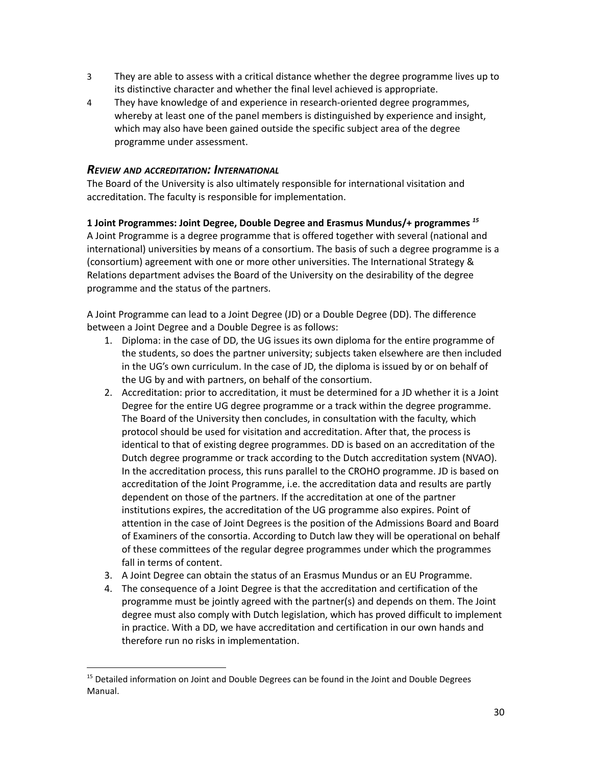3. They are able to assess with a critical distance whether the degree programme lives up to its distinctive character and whether the final level achieved is appropriate.
4. They have knowledge of and experience in research-oriented degree programmes, whereby at least one of the panel members is distinguished by experience and insight, which may also have been gained outside the specific subject area of the degree programme under assessment.

## *Review and accreditation: International*

The Board of the University is also ultimately responsible for international visitation and accreditation. The faculty is responsible for implementation.

**1 Joint Programmes: Joint Degree, Double Degree and Erasmus Mundus/+ programmes** [15]

A Joint Programme is a degree programme that is offered together with several (national and international) universities by means of a consortium. The basis of such a degree programme is a (consortium) agreement with one or more other universities. The International Strategy & Relations department advises the Board of the University on the desirability of the degree programme and the status of the partners.

A Joint Programme can lead to a Joint Degree (JD) or a Double Degree (DD). The difference between a Joint Degree and a Double Degree is as follows:

1. Diploma: in the case of DD, the UG issues its own diploma for the entire programme of the students, so does the partner university; subjects taken elsewhere are then included in the UG's own curriculum. In the case of JD, the diploma is issued by or on behalf of the UG by and with partners, on behalf of the consortium.
2. Accreditation: prior to accreditation, it must be determined for a JD whether it is a Joint Degree for the entire UG degree programme or a track within the degree programme. The Board of the University then concludes, in consultation with the faculty, which protocol should be used for visitation and accreditation. After that, the process is identical to that of existing degree programmes. DD is based on an accreditation of the Dutch degree programme or track according to the Dutch accreditation system (NVAO). In the accreditation process, this runs parallel to the CROHO programme. JD is based on accreditation of the Joint Programme, i.e. the accreditation data and results are partly dependent on those of the partners. If the accreditation at one of the partner institutions expires, the accreditation of the UG programme also expires. Point of attention in the case of Joint Degrees is the position of the Admissions Board and Board of Examiners of the consortia. According to Dutch law they will be operational on behalf of these committees of the regular degree programmes under which the programmes fall in terms of content.
3. A Joint Degree can obtain the status of an Erasmus Mundus or an EU Programme.
4. The consequence of a Joint Degree is that the accreditation and certification of the programme must be jointly agreed with the partner(s) and depends on them. The Joint degree must also comply with Dutch legislation, which has proved difficult to implement in practice. With a DD, we have accreditation and certification in our own hands and therefore run no risks in implementation.

---

[15] Detailed information on Joint and Double Degrees can be found in the Joint and Double Degrees Manual.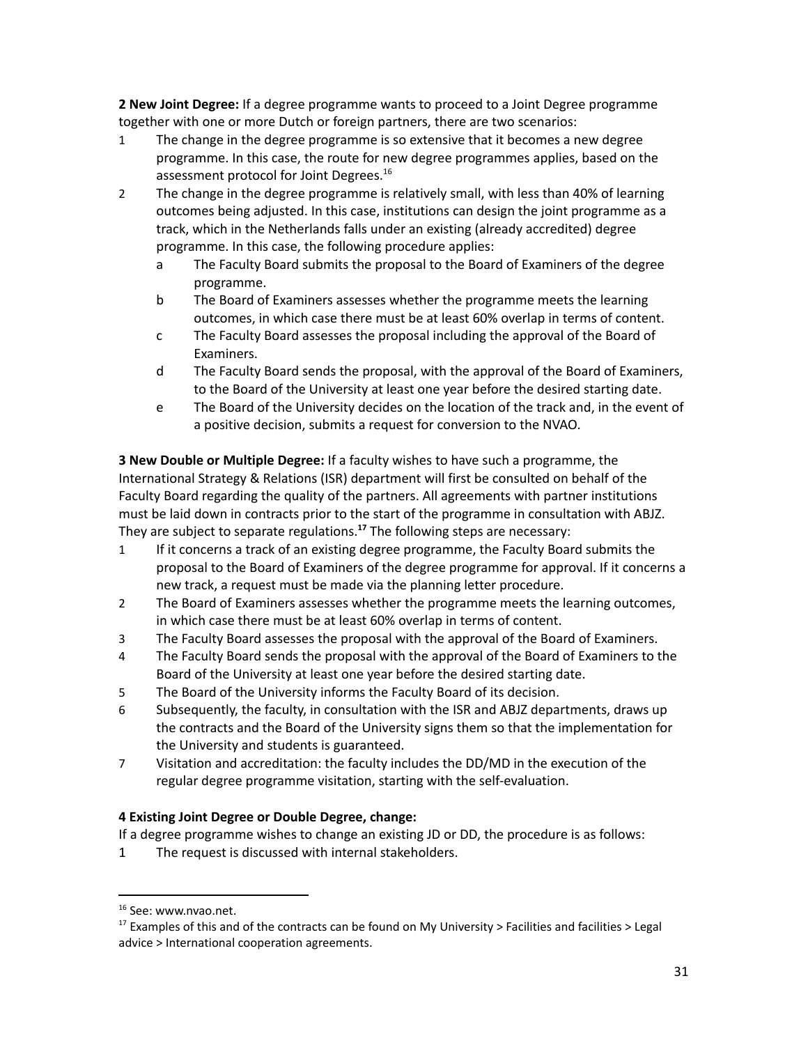**2 New Joint Degree:** If a degree programme wants to proceed to a Joint Degree programme together with one or more Dutch or foreign partners, there are two scenarios:

1. The change in the degree programme is so extensive that it becomes a new degree programme. In this case, the route for new degree programmes applies, based on the assessment protocol for Joint Degrees.[16]
2. The change in the degree programme is relatively small, with less than 40% of learning outcomes being adjusted. In this case, institutions can design the joint programme as a track, which in the Netherlands falls under an existing (already accredited) degree programme. In this case, the following procedure applies:
   a. The Faculty Board submits the proposal to the Board of Examiners of the degree programme.
   b. The Board of Examiners assesses whether the programme meets the learning outcomes, in which case there must be at least 60% overlap in terms of content.
   c. The Faculty Board assesses the proposal including the approval of the Board of Examiners.
   d. The Faculty Board sends the proposal, with the approval of the Board of Examiners, to the Board of the University at least one year before the desired starting date.
   e. The Board of the University decides on the location of the track and, in the event of a positive decision, submits a request for conversion to the NVAO.

**3 New Double or Multiple Degree:** If a faculty wishes to have such a programme, the International Strategy & Relations (ISR) department will first be consulted on behalf of the Faculty Board regarding the quality of the partners. All agreements with partner institutions must be laid down in contracts prior to the start of the programme in consultation with ABJZ. They are subject to separate regulations.[17] The following steps are necessary:

1. If it concerns a track of an existing degree programme, the Faculty Board submits the proposal to the Board of Examiners of the degree programme for approval. If it concerns a new track, a request must be made via the planning letter procedure.
2. The Board of Examiners assesses whether the programme meets the learning outcomes, in which case there must be at least 60% overlap in terms of content.
3. The Faculty Board assesses the proposal with the approval of the Board of Examiners.
4. The Faculty Board sends the proposal with the approval of the Board of Examiners to the Board of the University at least one year before the desired starting date.
5. The Board of the University informs the Faculty Board of its decision.
6. Subsequently, the faculty, in consultation with the ISR and ABJZ departments, draws up the contracts and the Board of the University signs them so that the implementation for the University and students is guaranteed.
7. Visitation and accreditation: the faculty includes the DD/MD in the execution of the regular degree programme visitation, starting with the self-evaluation.

**4 Existing Joint Degree or Double Degree, change:**

If a degree programme wishes to change an existing JD or DD, the procedure is as follows:

1. The request is discussed with internal stakeholders.

---

[16] See: www.nvao.net.

[17] Examples of this and of the contracts can be found on My University > Facilities and facilities > Legal advice > International cooperation agreements.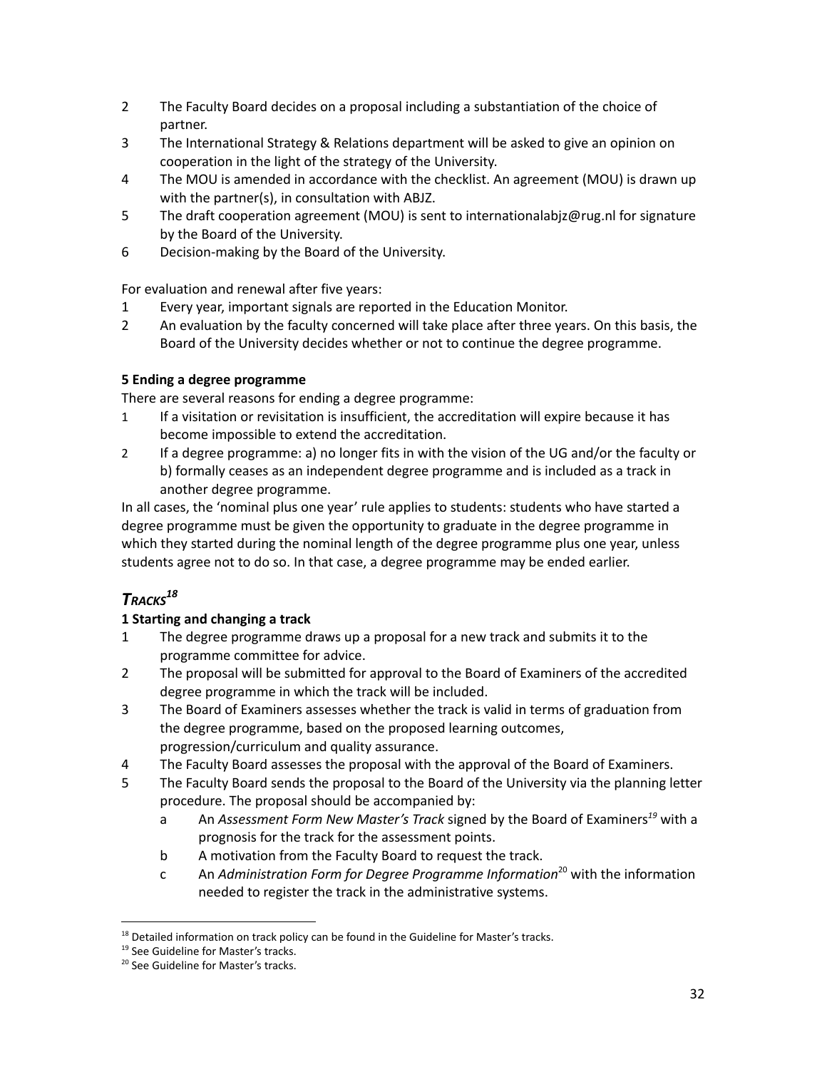2 The Faculty Board decides on a proposal including a substantiation of the choice of partner.
3 The International Strategy & Relations department will be asked to give an opinion on cooperation in the light of the strategy of the University.
4 The MOU is amended in accordance with the checklist. An agreement (MOU) is drawn up with the partner(s), in consultation with ABJZ.
5 The draft cooperation agreement (MOU) is sent to internationalabjz@rug.nl for signature by the Board of the University.
6 Decision-making by the Board of the University.

For evaluation and renewal after five years:
1 Every year, important signals are reported in the Education Monitor.
2 An evaluation by the faculty concerned will take place after three years. On this basis, the Board of the University decides whether or not to continue the degree programme.

**5 Ending a degree programme**

There are several reasons for ending a degree programme:
1 If a visitation or revisitation is insufficient, the accreditation will expire because it has become impossible to extend the accreditation.
2 If a degree programme: a) no longer fits in with the vision of the UG and/or the faculty or b) formally ceases as an independent degree programme and is included as a track in another degree programme.

In all cases, the 'nominal plus one year' rule applies to students: students who have started a degree programme must be given the opportunity to graduate in the degree programme in which they started during the nominal length of the degree programme plus one year, unless students agree not to do so. In that case, a degree programme may be ended earlier.

## *TRACKS*[18]

**1 Starting and changing a track**

1 The degree programme draws up a proposal for a new track and submits it to the programme committee for advice.
2 The proposal will be submitted for approval to the Board of Examiners of the accredited degree programme in which the track will be included.
3 The Board of Examiners assesses whether the track is valid in terms of graduation from the degree programme, based on the proposed learning outcomes, progression/curriculum and quality assurance.
4 The Faculty Board assesses the proposal with the approval of the Board of Examiners.
5 The Faculty Board sends the proposal to the Board of the University via the planning letter procedure. The proposal should be accompanied by:
   a An *Assessment Form New Master's Track* signed by the Board of Examiners[19] with a prognosis for the track for the assessment points.
   b A motivation from the Faculty Board to request the track.
   c An *Administration Form for Degree Programme Information*[20] with the information needed to register the track in the administrative systems.

[18] Detailed information on track policy can be found in the Guideline for Master's tracks.
[19] See Guideline for Master's tracks.
[20] See Guideline for Master's tracks.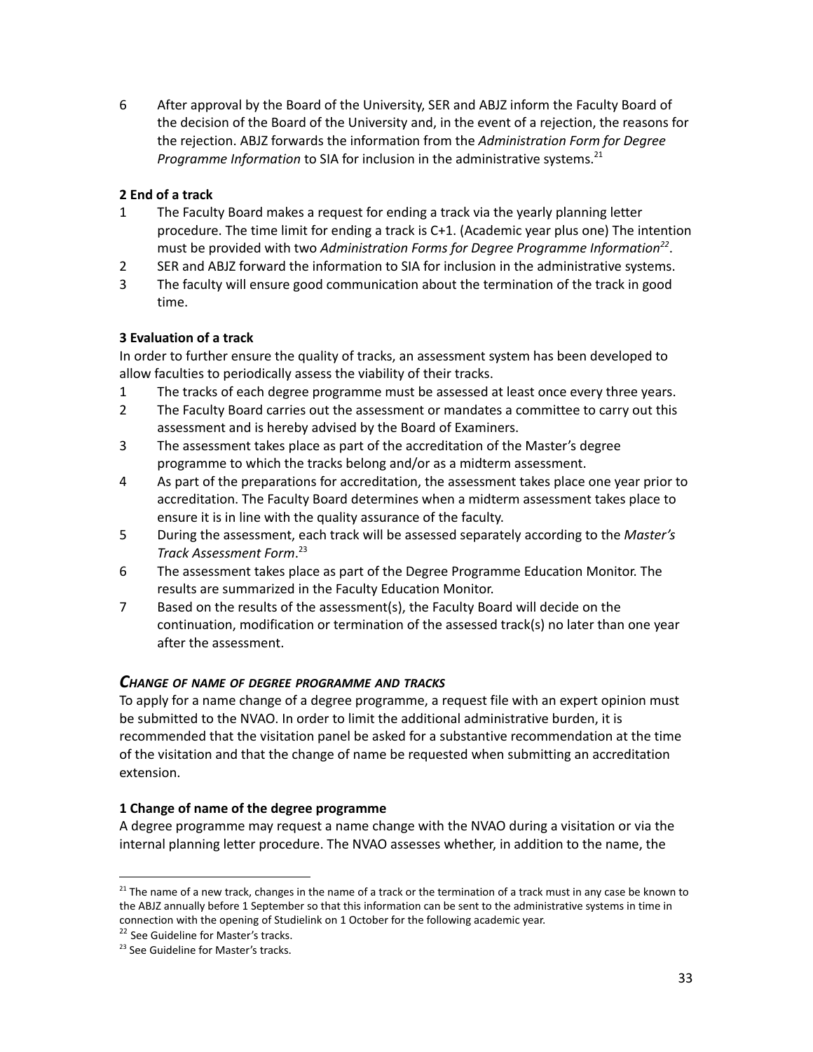6 After approval by the Board of the University, SER and ABJZ inform the Faculty Board of the decision of the Board of the University and, in the event of a rejection, the reasons for the rejection. ABJZ forwards the information from the *Administration Form for Degree Programme Information* to SIA for inclusion in the administrative systems.[21]

**2 End of a track**

1 The Faculty Board makes a request for ending a track via the yearly planning letter procedure. The time limit for ending a track is C+1. (Academic year plus one) The intention must be provided with two *Administration Forms for Degree Programme Information*[22].

2 SER and ABJZ forward the information to SIA for inclusion in the administrative systems.

3 The faculty will ensure good communication about the termination of the track in good time.

**3 Evaluation of a track**

In order to further ensure the quality of tracks, an assessment system has been developed to allow faculties to periodically assess the viability of their tracks.

1 The tracks of each degree programme must be assessed at least once every three years.

2 The Faculty Board carries out the assessment or mandates a committee to carry out this assessment and is hereby advised by the Board of Examiners.

3 The assessment takes place as part of the accreditation of the Master's degree programme to which the tracks belong and/or as a midterm assessment.

4 As part of the preparations for accreditation, the assessment takes place one year prior to accreditation. The Faculty Board determines when a midterm assessment takes place to ensure it is in line with the quality assurance of the faculty.

5 During the assessment, each track will be assessed separately according to the *Master's Track Assessment Form*.[23]

6 The assessment takes place as part of the Degree Programme Education Monitor. The results are summarized in the Faculty Education Monitor.

7 Based on the results of the assessment(s), the Faculty Board will decide on the continuation, modification or termination of the assessed track(s) no later than one year after the assessment.

### *Change of name of degree programme and tracks*

To apply for a name change of a degree programme, a request file with an expert opinion must be submitted to the NVAO. In order to limit the additional administrative burden, it is recommended that the visitation panel be asked for a substantive recommendation at the time of the visitation and that the change of name be requested when submitting an accreditation extension.

**1 Change of name of the degree programme**

A degree programme may request a name change with the NVAO during a visitation or via the internal planning letter procedure. The NVAO assesses whether, in addition to the name, the

---

[21] The name of a new track, changes in the name of a track or the termination of a track must in any case be known to the ABJZ annually before 1 September so that this information can be sent to the administrative systems in time in connection with the opening of Studielink on 1 October for the following academic year.

[22] See Guideline for Master's tracks.

[23] See Guideline for Master's tracks.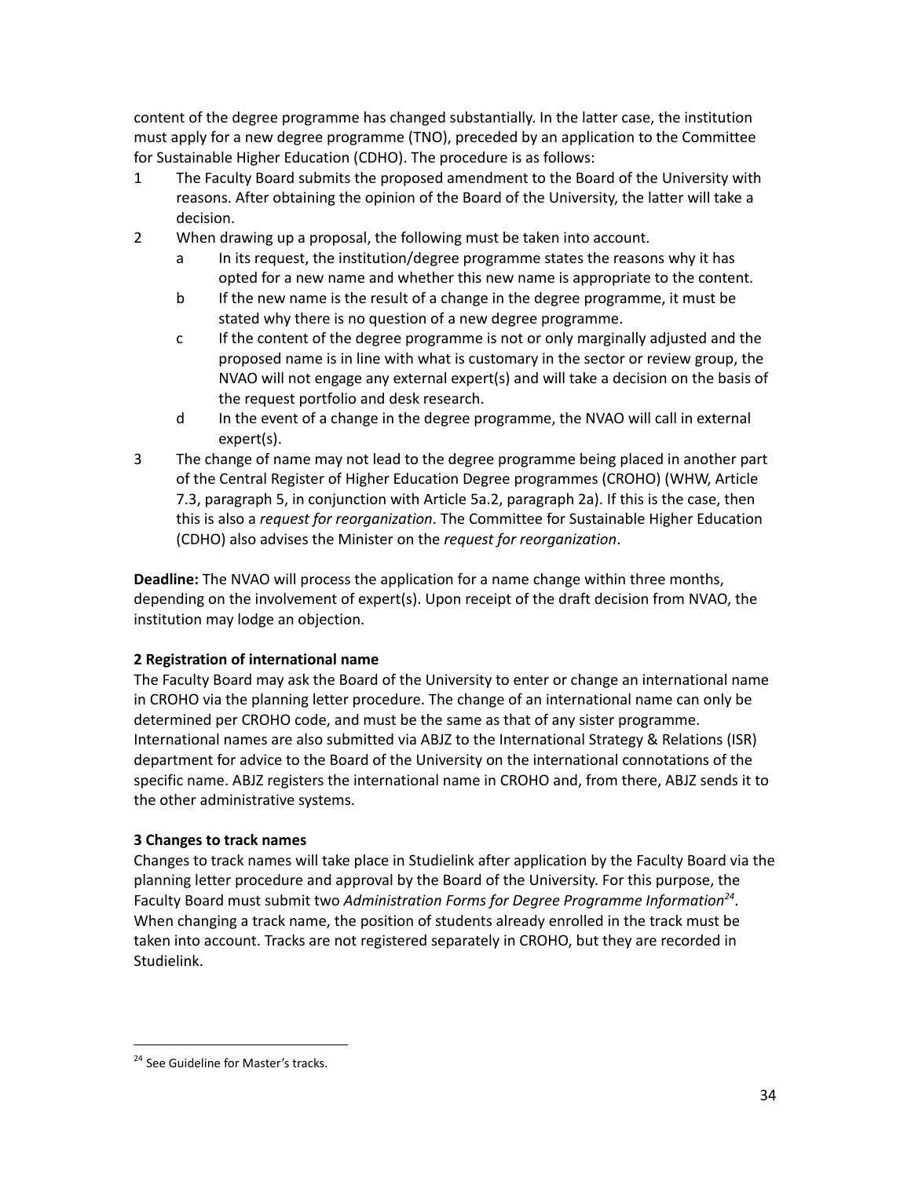content of the degree programme has changed substantially. In the latter case, the institution must apply for a new degree programme (TNO), preceded by an application to the Committee for Sustainable Higher Education (CDHO). The procedure is as follows:

1. The Faculty Board submits the proposed amendment to the Board of the University with reasons. After obtaining the opinion of the Board of the University, the latter will take a decision.
2. When drawing up a proposal, the following must be taken into account.
   a. In its request, the institution/degree programme states the reasons why it has opted for a new name and whether this new name is appropriate to the content.
   b. If the new name is the result of a change in the degree programme, it must be stated why there is no question of a new degree programme.
   c. If the content of the degree programme is not or only marginally adjusted and the proposed name is in line with what is customary in the sector or review group, the NVAO will not engage any external expert(s) and will take a decision on the basis of the request portfolio and desk research.
   d. In the event of a change in the degree programme, the NVAO will call in external expert(s).
3. The change of name may not lead to the degree programme being placed in another part of the Central Register of Higher Education Degree programmes (CROHO) (WHW, Article 7.3, paragraph 5, in conjunction with Article 5a.2, paragraph 2a). If this is the case, then this is also a *request for reorganization*. The Committee for Sustainable Higher Education (CDHO) also advises the Minister on the *request for reorganization*.

**Deadline:** The NVAO will process the application for a name change within three months, depending on the involvement of expert(s). Upon receipt of the draft decision from NVAO, the institution may lodge an objection.

**2 Registration of international name**

The Faculty Board may ask the Board of the University to enter or change an international name in CROHO via the planning letter procedure. The change of an international name can only be determined per CROHO code, and must be the same as that of any sister programme. International names are also submitted via ABJZ to the International Strategy & Relations (ISR) department for advice to the Board of the University on the international connotations of the specific name. ABJZ registers the international name in CROHO and, from there, ABJZ sends it to the other administrative systems.

**3 Changes to track names**

Changes to track names will take place in Studielink after application by the Faculty Board via the planning letter procedure and approval by the Board of the University. For this purpose, the Faculty Board must submit two *Administration Forms for Degree Programme Information*[24]. When changing a track name, the position of students already enrolled in the track must be taken into account. Tracks are not registered separately in CROHO, but they are recorded in Studielink.

[24] See Guideline for Master's tracks.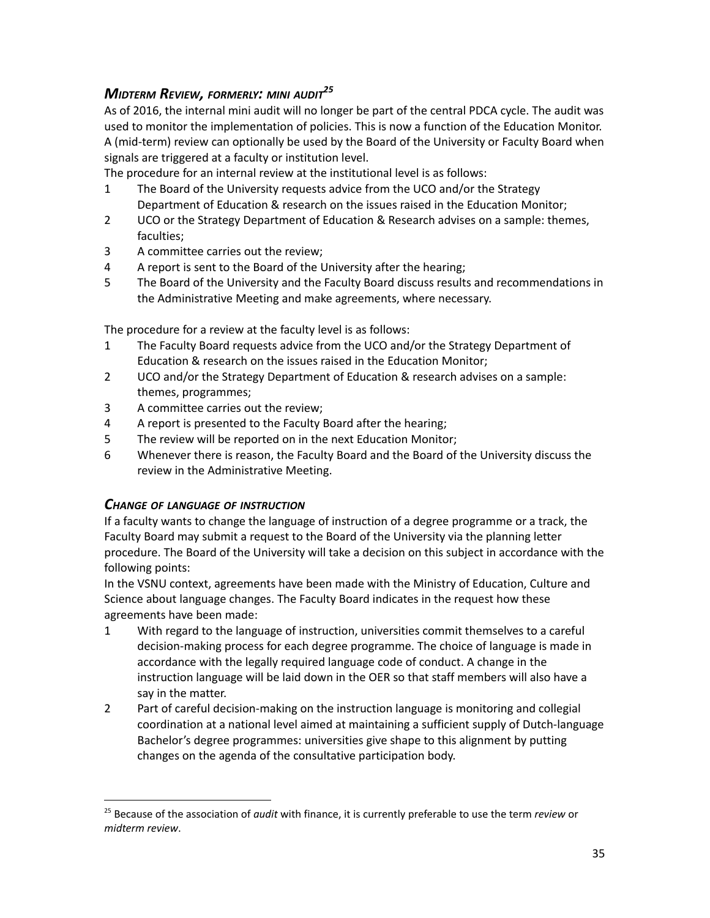### *Midterm Review, formerly: mini audit*[25]

As of 2016, the internal mini audit will no longer be part of the central PDCA cycle. The audit was used to monitor the implementation of policies. This is now a function of the Education Monitor. A (mid-term) review can optionally be used by the Board of the University or Faculty Board when signals are triggered at a faculty or institution level.

The procedure for an internal review at the institutional level is as follows:

1. The Board of the University requests advice from the UCO and/or the Strategy Department of Education & research on the issues raised in the Education Monitor;
2. UCO or the Strategy Department of Education & Research advises on a sample: themes, faculties;
3. A committee carries out the review;
4. A report is sent to the Board of the University after the hearing;
5. The Board of the University and the Faculty Board discuss results and recommendations in the Administrative Meeting and make agreements, where necessary.

The procedure for a review at the faculty level is as follows:

1. The Faculty Board requests advice from the UCO and/or the Strategy Department of Education & research on the issues raised in the Education Monitor;
2. UCO and/or the Strategy Department of Education & research advises on a sample: themes, programmes;
3. A committee carries out the review;
4. A report is presented to the Faculty Board after the hearing;
5. The review will be reported on in the next Education Monitor;
6. Whenever there is reason, the Faculty Board and the Board of the University discuss the review in the Administrative Meeting.

### *Change of language of instruction*

If a faculty wants to change the language of instruction of a degree programme or a track, the Faculty Board may submit a request to the Board of the University via the planning letter procedure. The Board of the University will take a decision on this subject in accordance with the following points:

In the VSNU context, agreements have been made with the Ministry of Education, Culture and Science about language changes. The Faculty Board indicates in the request how these agreements have been made:

1. With regard to the language of instruction, universities commit themselves to a careful decision-making process for each degree programme. The choice of language is made in accordance with the legally required language code of conduct. A change in the instruction language will be laid down in the OER so that staff members will also have a say in the matter.
2. Part of careful decision-making on the instruction language is monitoring and collegial coordination at a national level aimed at maintaining a sufficient supply of Dutch-language Bachelor's degree programmes: universities give shape to this alignment by putting changes on the agenda of the consultative participation body.

---

[25] Because of the association of *audit* with finance, it is currently preferable to use the term *review* or *midterm review*.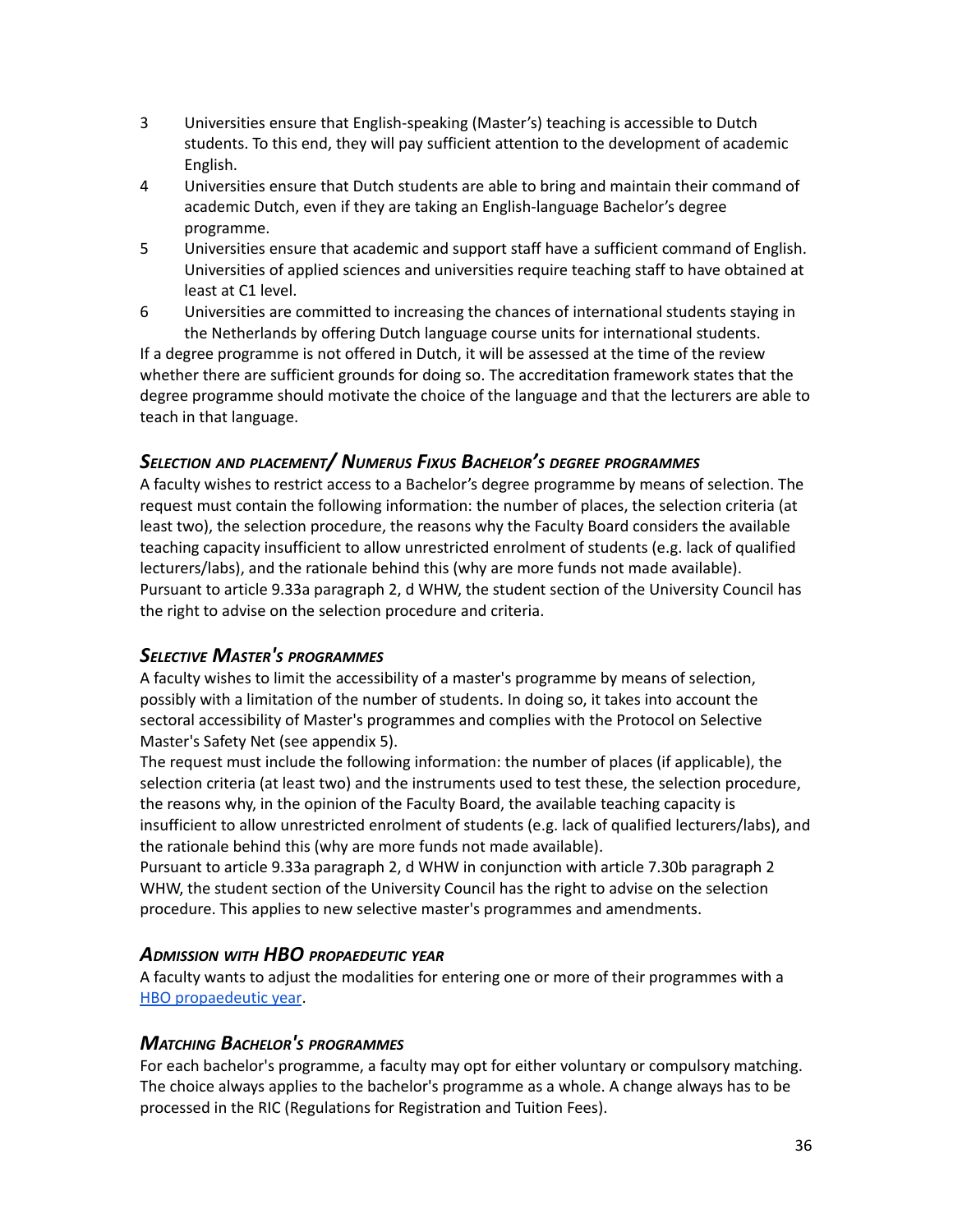3. Universities ensure that English-speaking (Master's) teaching is accessible to Dutch students. To this end, they will pay sufficient attention to the development of academic English.
4. Universities ensure that Dutch students are able to bring and maintain their command of academic Dutch, even if they are taking an English-language Bachelor's degree programme.
5. Universities ensure that academic and support staff have a sufficient command of English. Universities of applied sciences and universities require teaching staff to have obtained at least at C1 level.
6. Universities are committed to increasing the chances of international students staying in the Netherlands by offering Dutch language course units for international students.

If a degree programme is not offered in Dutch, it will be assessed at the time of the review whether there are sufficient grounds for doing so. The accreditation framework states that the degree programme should motivate the choice of the language and that the lecturers are able to teach in that language.

### *Selection and placement/ Numerus Fixus Bachelor's degree programmes*

A faculty wishes to restrict access to a Bachelor's degree programme by means of selection. The request must contain the following information: the number of places, the selection criteria (at least two), the selection procedure, the reasons why the Faculty Board considers the available teaching capacity insufficient to allow unrestricted enrolment of students (e.g. lack of qualified lecturers/labs), and the rationale behind this (why are more funds not made available). Pursuant to article 9.33a paragraph 2, d WHW, the student section of the University Council has the right to advise on the selection procedure and criteria.

### *Selective Master's programmes*

A faculty wishes to limit the accessibility of a master's programme by means of selection, possibly with a limitation of the number of students. In doing so, it takes into account the sectoral accessibility of Master's programmes and complies with the Protocol on Selective Master's Safety Net (see appendix 5).

The request must include the following information: the number of places (if applicable), the selection criteria (at least two) and the instruments used to test these, the selection procedure, the reasons why, in the opinion of the Faculty Board, the available teaching capacity is insufficient to allow unrestricted enrolment of students (e.g. lack of qualified lecturers/labs), and the rationale behind this (why are more funds not made available).

Pursuant to article 9.33a paragraph 2, d WHW in conjunction with article 7.30b paragraph 2 WHW, the student section of the University Council has the right to advise on the selection procedure. This applies to new selective master's programmes and amendments.

### *Admission with HBO propaedeutic year*

A faculty wants to adjust the modalities for entering one or more of their programmes with a HBO propaedeutic year.

### *Matching Bachelor's programmes*

For each bachelor's programme, a faculty may opt for either voluntary or compulsory matching. The choice always applies to the bachelor's programme as a whole. A change always has to be processed in the RIC (Regulations for Registration and Tuition Fees).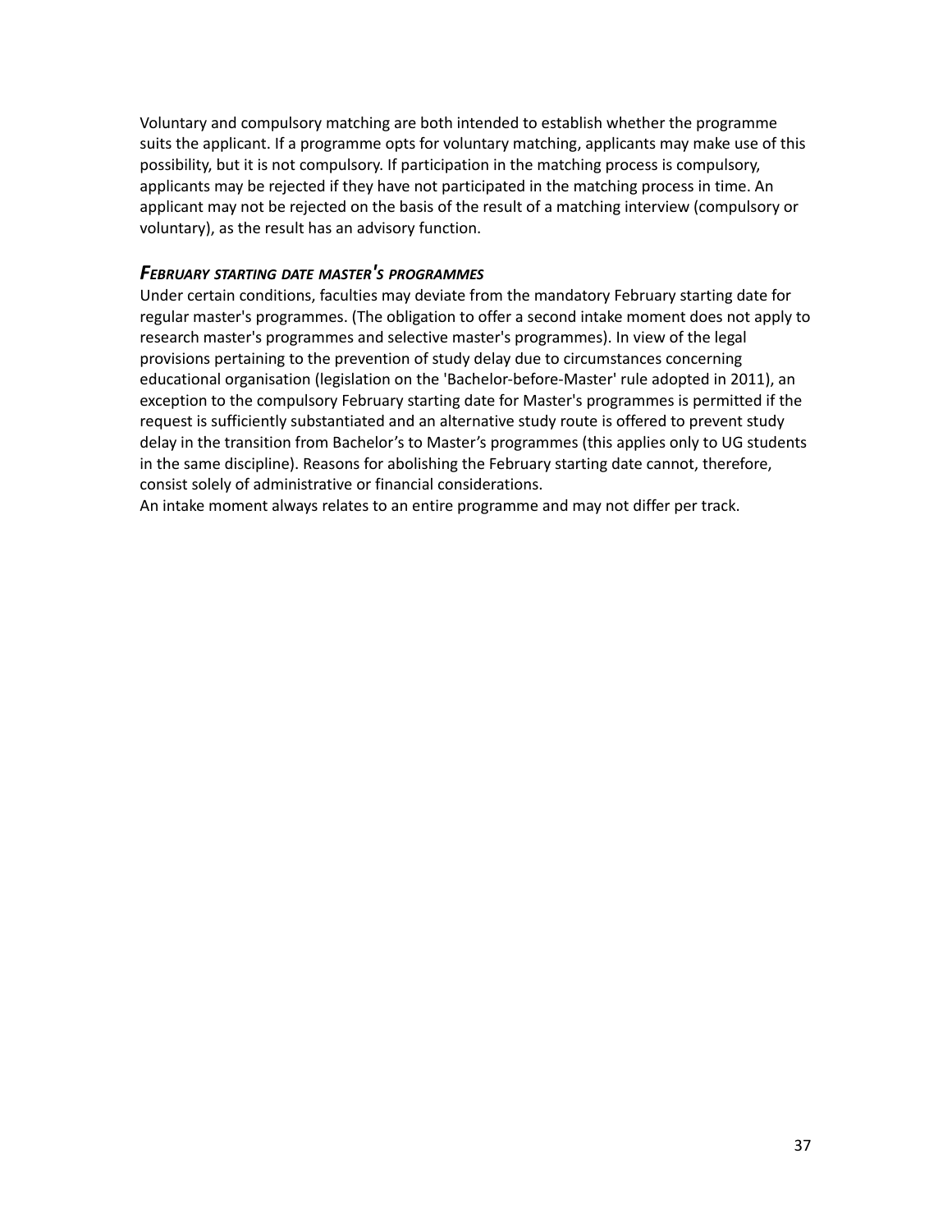Voluntary and compulsory matching are both intended to establish whether the programme suits the applicant. If a programme opts for voluntary matching, applicants may make use of this possibility, but it is not compulsory. If participation in the matching process is compulsory, applicants may be rejected if they have not participated in the matching process in time. An applicant may not be rejected on the basis of the result of a matching interview (compulsory or voluntary), as the result has an advisory function.

### *February starting date master's programmes*

Under certain conditions, faculties may deviate from the mandatory February starting date for regular master's programmes. (The obligation to offer a second intake moment does not apply to research master's programmes and selective master's programmes). In view of the legal provisions pertaining to the prevention of study delay due to circumstances concerning educational organisation (legislation on the 'Bachelor-before-Master' rule adopted in 2011), an exception to the compulsory February starting date for Master's programmes is permitted if the request is sufficiently substantiated and an alternative study route is offered to prevent study delay in the transition from Bachelor's to Master's programmes (this applies only to UG students in the same discipline). Reasons for abolishing the February starting date cannot, therefore, consist solely of administrative or financial considerations.
An intake moment always relates to an entire programme and may not differ per track.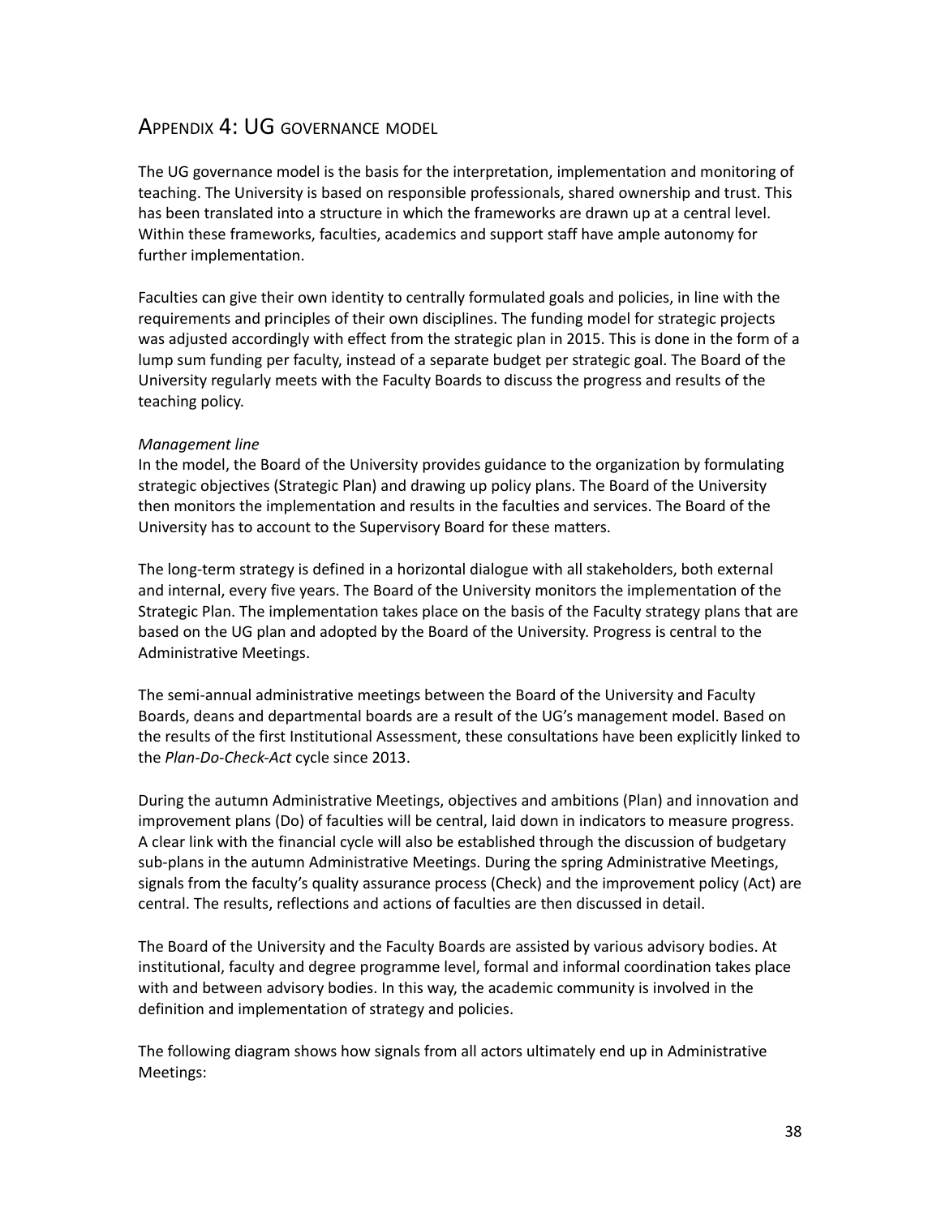## Appendix 4: UG governance model

The UG governance model is the basis for the interpretation, implementation and monitoring of teaching. The University is based on responsible professionals, shared ownership and trust. This has been translated into a structure in which the frameworks are drawn up at a central level. Within these frameworks, faculties, academics and support staff have ample autonomy for further implementation.

Faculties can give their own identity to centrally formulated goals and policies, in line with the requirements and principles of their own disciplines. The funding model for strategic projects was adjusted accordingly with effect from the strategic plan in 2015. This is done in the form of a lump sum funding per faculty, instead of a separate budget per strategic goal. The Board of the University regularly meets with the Faculty Boards to discuss the progress and results of the teaching policy.

*Management line*

In the model, the Board of the University provides guidance to the organization by formulating strategic objectives (Strategic Plan) and drawing up policy plans. The Board of the University then monitors the implementation and results in the faculties and services. The Board of the University has to account to the Supervisory Board for these matters.

The long-term strategy is defined in a horizontal dialogue with all stakeholders, both external and internal, every five years. The Board of the University monitors the implementation of the Strategic Plan. The implementation takes place on the basis of the Faculty strategy plans that are based on the UG plan and adopted by the Board of the University. Progress is central to the Administrative Meetings.

The semi-annual administrative meetings between the Board of the University and Faculty Boards, deans and departmental boards are a result of the UG's management model. Based on the results of the first Institutional Assessment, these consultations have been explicitly linked to the *Plan-Do-Check-Act* cycle since 2013.

During the autumn Administrative Meetings, objectives and ambitions (Plan) and innovation and improvement plans (Do) of faculties will be central, laid down in indicators to measure progress. A clear link with the financial cycle will also be established through the discussion of budgetary sub-plans in the autumn Administrative Meetings. During the spring Administrative Meetings, signals from the faculty's quality assurance process (Check) and the improvement policy (Act) are central. The results, reflections and actions of faculties are then discussed in detail.

The Board of the University and the Faculty Boards are assisted by various advisory bodies. At institutional, faculty and degree programme level, formal and informal coordination takes place with and between advisory bodies. In this way, the academic community is involved in the definition and implementation of strategy and policies.

The following diagram shows how signals from all actors ultimately end up in Administrative Meetings: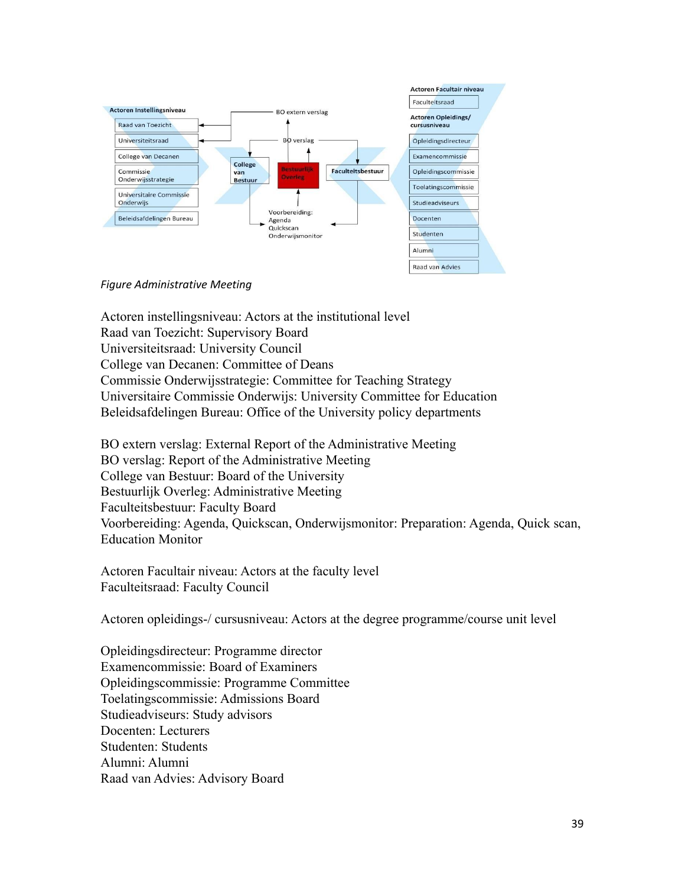Actoren Instellingsniveau

- Raad van Toezicht
- Universiteitsraad
- College van Decanen
- Commissie Onderwijsstrategie
- Universitaire Commissie Onderwijs
- Beleidsafdelingen Bureau

BO extern verslag

BO verslag

College van Bestuur

Bestuurlijk Overleg

Faculteitsbestuur

Voorbereiding: Agenda Quickscan Onderwijsmonitor

Actoren Facultair niveau

- Faculteitsraad

Actoren Opleidings/ cursusniveau

- Opleidingsdirecteur
- Examencommissie
- Opleidingscommissie
- Toelatingscommissie
- Studieadviseurs
- Docenten
- Studenten
- Alumni
- Raad van Advies

*Figure Administrative Meeting*

Actoren instellingsniveau: Actors at the institutional level
Raad van Toezicht: Supervisory Board
Universiteitsraad: University Council
College van Decanen: Committee of Deans
Commissie Onderwijsstrategie: Committee for Teaching Strategy
Universitaire Commissie Onderwijs: University Committee for Education
Beleidsafdelingen Bureau: Office of the University policy departments

BO extern verslag: External Report of the Administrative Meeting
BO verslag: Report of the Administrative Meeting
College van Bestuur: Board of the University
Bestuurlijk Overleg: Administrative Meeting
Faculteitsbestuur: Faculty Board
Voorbereiding: Agenda, Quickscan, Onderwijsmonitor: Preparation: Agenda, Quick scan, Education Monitor

Actoren Facultair niveau: Actors at the faculty level
Faculteitsraad: Faculty Council

Actoren opleidings-/ cursusniveau: Actors at the degree programme/course unit level

Opleidingsdirecteur: Programme director
Examencommissie: Board of Examiners
Opleidingscommissie: Programme Committee
Toelatingscommissie: Admissions Board
Studieadviseurs: Study advisors
Docenten: Lecturers
Studenten: Students
Alumni: Alumni
Raad van Advies: Advisory Board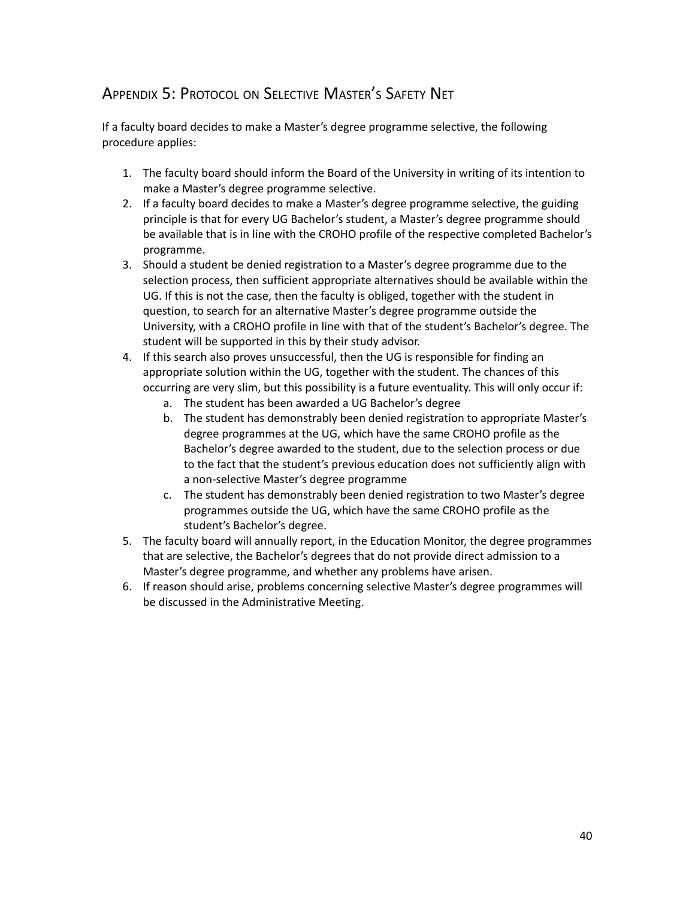## Appendix 5: Protocol on Selective Master's Safety Net

If a faculty board decides to make a Master's degree programme selective, the following procedure applies:

1. The faculty board should inform the Board of the University in writing of its intention to make a Master's degree programme selective.
2. If a faculty board decides to make a Master's degree programme selective, the guiding principle is that for every UG Bachelor's student, a Master's degree programme should be available that is in line with the CROHO profile of the respective completed Bachelor's programme.
3. Should a student be denied registration to a Master's degree programme due to the selection process, then sufficient appropriate alternatives should be available within the UG. If this is not the case, then the faculty is obliged, together with the student in question, to search for an alternative Master's degree programme outside the University, with a CROHO profile in line with that of the student's Bachelor's degree. The student will be supported in this by their study advisor.
4. If this search also proves unsuccessful, then the UG is responsible for finding an appropriate solution within the UG, together with the student. The chances of this occurring are very slim, but this possibility is a future eventuality. This will only occur if:
   a. The student has been awarded a UG Bachelor's degree
   b. The student has demonstrably been denied registration to appropriate Master's degree programmes at the UG, which have the same CROHO profile as the Bachelor's degree awarded to the student, due to the selection process or due to the fact that the student's previous education does not sufficiently align with a non-selective Master's degree programme
   c. The student has demonstrably been denied registration to two Master's degree programmes outside the UG, which have the same CROHO profile as the student's Bachelor's degree.
5. The faculty board will annually report, in the Education Monitor, the degree programmes that are selective, the Bachelor's degrees that do not provide direct admission to a Master's degree programme, and whether any problems have arisen.
6. If reason should arise, problems concerning selective Master's degree programmes will be discussed in the Administrative Meeting.